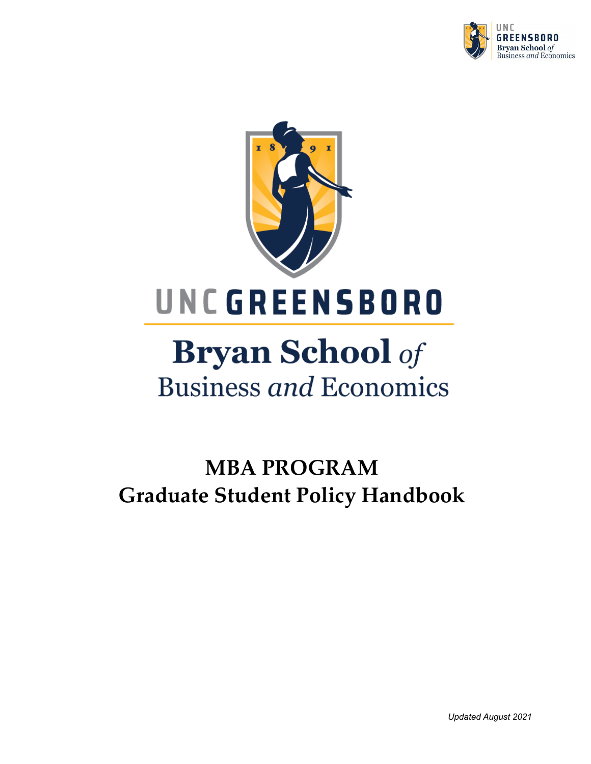UNC GREENSBORO

Bryan School *of* Business *and* Economics

# MBA PROGRAM
# Graduate Student Policy Handbook

*Updated August 2021*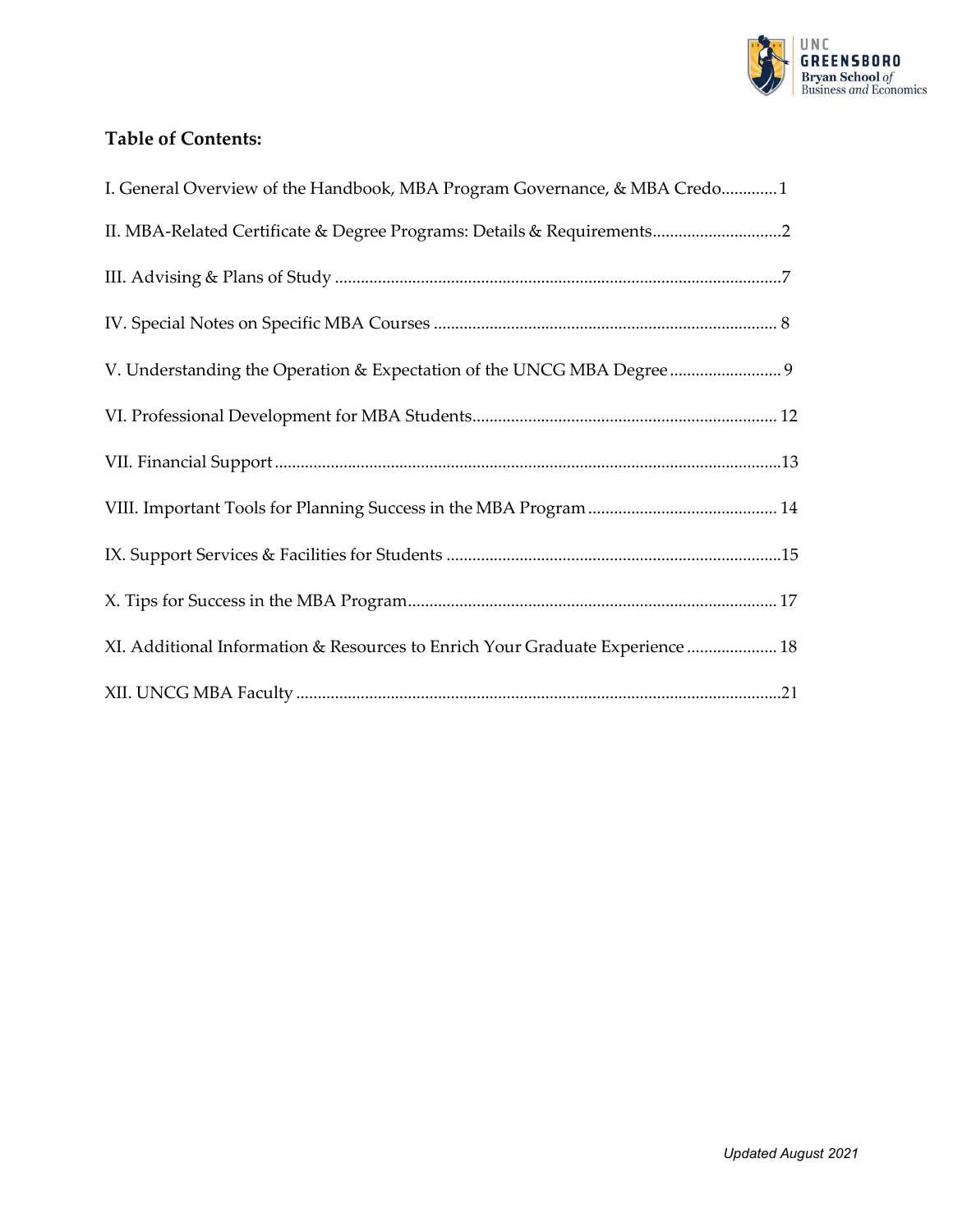**Table of Contents:**

I. General Overview of the Handbook, MBA Program Governance, & MBA Credo............1

II. MBA-Related Certificate & Degree Programs: Details & Requirements..............................2

III. Advising & Plans of Study .......................................................................................................7

IV. Special Notes on Specific MBA Courses ................................................................................ 8

V. Understanding the Operation & Expectation of the UNCG MBA Degree .......................... 9

VI. Professional Development for MBA Students...................................................................... 12

VII. Financial Support .....................................................................................................................13

VIII. Important Tools for Planning Success in the MBA Program ............................................ 14

IX. Support Services & Facilities for Students ..............................................................................15

X. Tips for Success in the MBA Program...................................................................................... 17

XI. Additional Information & Resources to Enrich Your Graduate Experience ..................... 18

XII. UNCG MBA Faculty .................................................................................................................21

*Updated August 2021*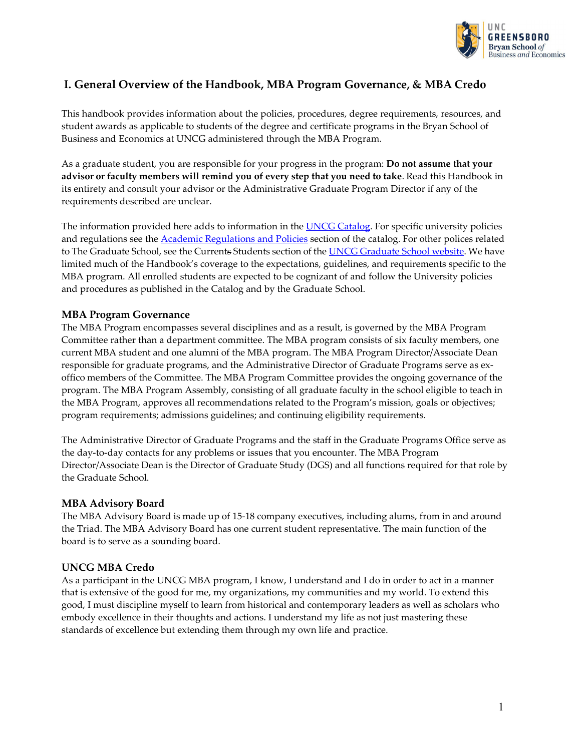# I. General Overview of the Handbook, MBA Program Governance, & MBA Credo

This handbook provides information about the policies, procedures, degree requirements, resources, and student awards as applicable to students of the degree and certificate programs in the Bryan School of Business and Economics at UNCG administered through the MBA Program.

As a graduate student, you are responsible for your progress in the program: **Do not assume that your advisor or faculty members will remind you of every step that you need to take**. Read this Handbook in its entirety and consult your advisor or the Administrative Graduate Program Director if any of the requirements described are unclear.

The information provided here adds to information in the [UNCG Catalog](). For specific university policies and regulations see the [Academic Regulations and Policies]() section of the catalog. For other polices related to The Graduate School, see the Current ~~s~~ Students section of the [UNCG Graduate School website](). We have limited much of the Handbook's coverage to the expectations, guidelines, and requirements specific to the MBA program. All enrolled students are expected to be cognizant of and follow the University policies and procedures as published in the Catalog and by the Graduate School.

### MBA Program Governance

The MBA Program encompasses several disciplines and as a result, is governed by the MBA Program Committee rather than a department committee. The MBA program consists of six faculty members, one current MBA student and one alumni of the MBA program. The MBA Program Director/Associate Dean responsible for graduate programs, and the Administrative Director of Graduate Programs serve as ex-offico members of the Committee. The MBA Program Committee provides the ongoing governance of the program. The MBA Program Assembly, consisting of all graduate faculty in the school eligible to teach in the MBA Program, approves all recommendations related to the Program's mission, goals or objectives; program requirements; admissions guidelines; and continuing eligibility requirements.

The Administrative Director of Graduate Programs and the staff in the Graduate Programs Office serve as the day-to-day contacts for any problems or issues that you encounter. The MBA Program Director/Associate Dean is the Director of Graduate Study (DGS) and all functions required for that role by the Graduate School.

### MBA Advisory Board

The MBA Advisory Board is made up of 15-18 company executives, including alums, from in and around the Triad. The MBA Advisory Board has one current student representative. The main function of the board is to serve as a sounding board.

### UNCG MBA Credo

As a participant in the UNCG MBA program, I know, I understand and I do in order to act in a manner that is extensive of the good for me, my organizations, my communities and my world. To extend this good, I must discipline myself to learn from historical and contemporary leaders as well as scholars who embody excellence in their thoughts and actions. I understand my life as not just mastering these standards of excellence but extending them through my own life and practice.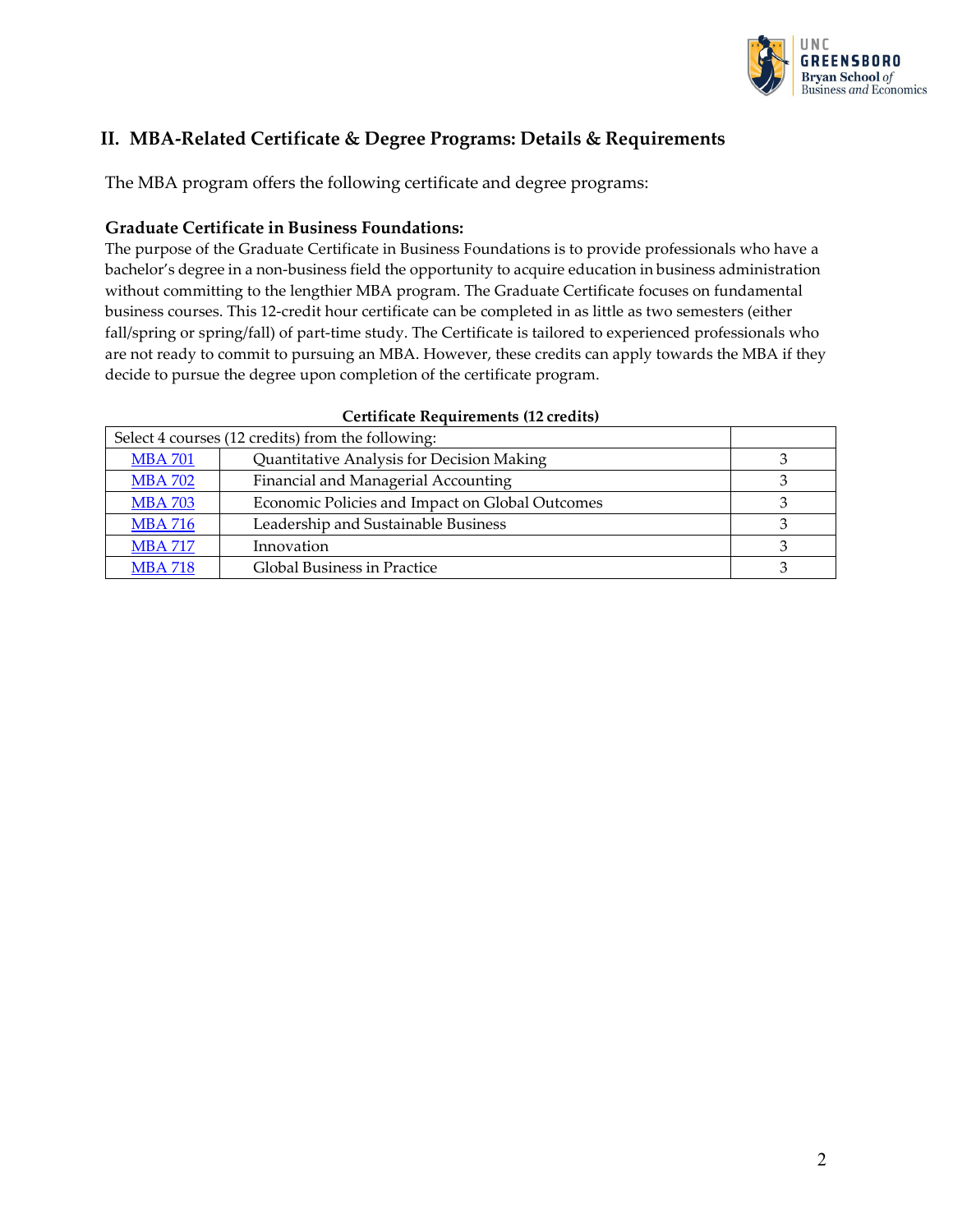## II. MBA-Related Certificate & Degree Programs: Details & Requirements

The MBA program offers the following certificate and degree programs:

### Graduate Certificate in Business Foundations:

The purpose of the Graduate Certificate in Business Foundations is to provide professionals who have a bachelor's degree in a non-business field the opportunity to acquire education in business administration without committing to the lengthier MBA program. The Graduate Certificate focuses on fundamental business courses. This 12-credit hour certificate can be completed in as little as two semesters (either fall/spring or spring/fall) of part-time study. The Certificate is tailored to experienced professionals who are not ready to commit to pursuing an MBA. However, these credits can apply towards the MBA if they decide to pursue the degree upon completion of the certificate program.

**Certificate Requirements (12 credits)**

| Select 4 courses (12 credits) from the following: | | |
|---|---|---|
| MBA 701 | Quantitative Analysis for Decision Making | 3 |
| MBA 702 | Financial and Managerial Accounting | 3 |
| MBA 703 | Economic Policies and Impact on Global Outcomes | 3 |
| MBA 716 | Leadership and Sustainable Business | 3 |
| MBA 717 | Innovation | 3 |
| MBA 718 | Global Business in Practice | 3 |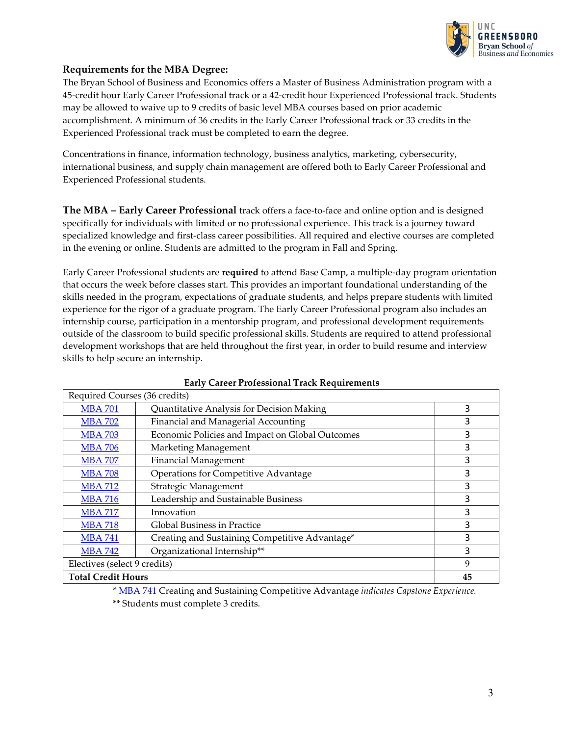## Requirements for the MBA Degree:

The Bryan School of Business and Economics offers a Master of Business Administration program with a 45-credit hour Early Career Professional track or a 42-credit hour Experienced Professional track. Students may be allowed to waive up to 9 credits of basic level MBA courses based on prior academic accomplishment. A minimum of 36 credits in the Early Career Professional track or 33 credits in the Experienced Professional track must be completed to earn the degree.

Concentrations in finance, information technology, business analytics, marketing, cybersecurity, international business, and supply chain management are offered both to Early Career Professional and Experienced Professional students.

**The MBA – Early Career Professional** track offers a face-to-face and online option and is designed specifically for individuals with limited or no professional experience. This track is a journey toward specialized knowledge and first-class career possibilities. All required and elective courses are completed in the evening or online. Students are admitted to the program in Fall and Spring.

Early Career Professional students are **required** to attend Base Camp, a multiple-day program orientation that occurs the week before classes start. This provides an important foundational understanding of the skills needed in the program, expectations of graduate students, and helps prepare students with limited experience for the rigor of a graduate program. The Early Career Professional program also includes an internship course, participation in a mentorship program, and professional development requirements outside of the classroom to build specific professional skills. Students are required to attend professional development workshops that are held throughout the first year, in order to build resume and interview skills to help secure an internship.

**Early Career Professional Track Requirements**

| Required Courses (36 credits) | | |
|---|---|---|
| MBA 701 | Quantitative Analysis for Decision Making | 3 |
| MBA 702 | Financial and Managerial Accounting | 3 |
| MBA 703 | Economic Policies and Impact on Global Outcomes | 3 |
| MBA 706 | Marketing Management | 3 |
| MBA 707 | Financial Management | 3 |
| MBA 708 | Operations for Competitive Advantage | 3 |
| MBA 712 | Strategic Management | 3 |
| MBA 716 | Leadership and Sustainable Business | 3 |
| MBA 717 | Innovation | 3 |
| MBA 718 | Global Business in Practice | 3 |
| MBA 741 | Creating and Sustaining Competitive Advantage* | 3 |
| MBA 742 | Organizational Internship** | 3 |
| Electives (select 9 credits) | | 9 |
| **Total Credit Hours** | | **45** |

* MBA 741 Creating and Sustaining Competitive Advantage *indicates Capstone Experience.*

** Students must complete 3 credits.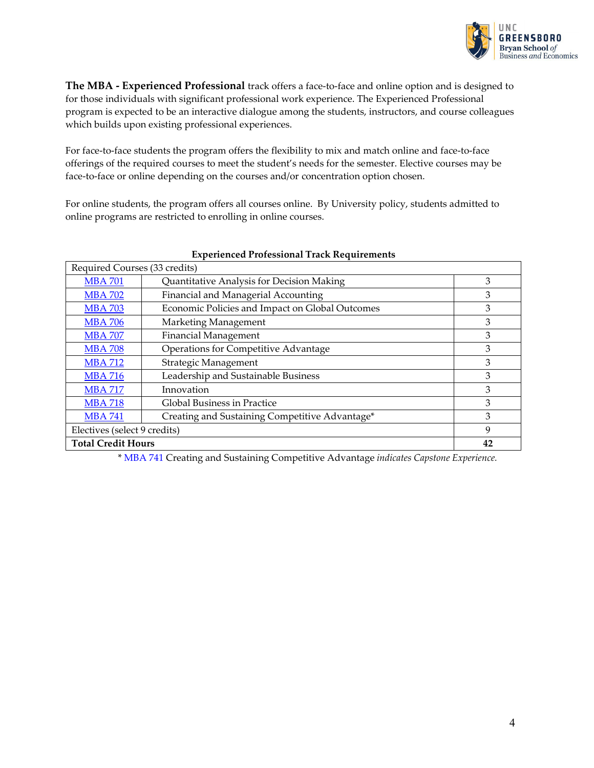**The MBA - Experienced Professional** track offers a face-to-face and online option and is designed to for those individuals with significant professional work experience. The Experienced Professional program is expected to be an interactive dialogue among the students, instructors, and course colleagues which builds upon existing professional experiences.

For face-to-face students the program offers the flexibility to mix and match online and face-to-face offerings of the required courses to meet the student's needs for the semester. Elective courses may be face-to-face or online depending on the courses and/or concentration option chosen.

For online students, the program offers all courses online. By University policy, students admitted to online programs are restricted to enrolling in online courses.

**Experienced Professional Track Requirements**

| Required Courses (33 credits) | | |
|---|---|---|
| MBA 701 | Quantitative Analysis for Decision Making | 3 |
| MBA 702 | Financial and Managerial Accounting | 3 |
| MBA 703 | Economic Policies and Impact on Global Outcomes | 3 |
| MBA 706 | Marketing Management | 3 |
| MBA 707 | Financial Management | 3 |
| MBA 708 | Operations for Competitive Advantage | 3 |
| MBA 712 | Strategic Management | 3 |
| MBA 716 | Leadership and Sustainable Business | 3 |
| MBA 717 | Innovation | 3 |
| MBA 718 | Global Business in Practice | 3 |
| MBA 741 | Creating and Sustaining Competitive Advantage* | 3 |
| Electives (select 9 credits) | | 9 |
| **Total Credit Hours** | | **42** |

\* MBA 741 Creating and Sustaining Competitive Advantage *indicates Capstone Experience.*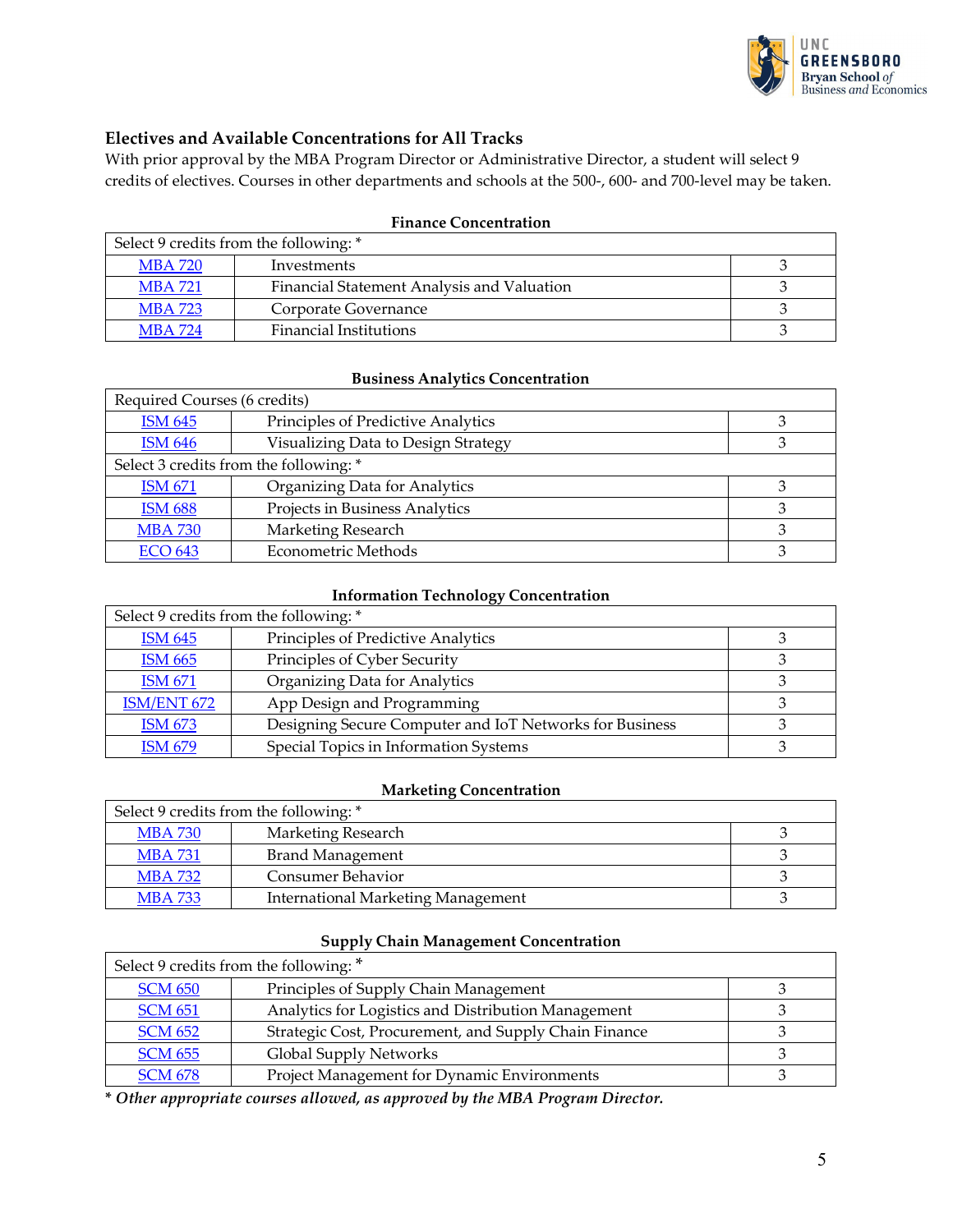## Electives and Available Concentrations for All Tracks

With prior approval by the MBA Program Director or Administrative Director, a student will select 9 credits of electives. Courses in other departments and schools at the 500-, 600- and 700-level may be taken.

### Finance Concentration

| Select 9 credits from the following: * | | |
|---|---|---|
| MBA 720 | Investments | 3 |
| MBA 721 | Financial Statement Analysis and Valuation | 3 |
| MBA 723 | Corporate Governance | 3 |
| MBA 724 | Financial Institutions | 3 |

### Business Analytics Concentration

| Required Courses (6 credits) | | |
|---|---|---|
| ISM 645 | Principles of Predictive Analytics | 3 |
| ISM 646 | Visualizing Data to Design Strategy | 3 |
| Select 3 credits from the following: * | | |
| ISM 671 | Organizing Data for Analytics | 3 |
| ISM 688 | Projects in Business Analytics | 3 |
| MBA 730 | Marketing Research | 3 |
| ECO 643 | Econometric Methods | 3 |

### Information Technology Concentration

| Select 9 credits from the following: * | | |
|---|---|---|
| ISM 645 | Principles of Predictive Analytics | 3 |
| ISM 665 | Principles of Cyber Security | 3 |
| ISM 671 | Organizing Data for Analytics | 3 |
| ISM/ENT 672 | App Design and Programming | 3 |
| ISM 673 | Designing Secure Computer and IoT Networks for Business | 3 |
| ISM 679 | Special Topics in Information Systems | 3 |

### Marketing Concentration

| Select 9 credits from the following: * | | |
|---|---|---|
| MBA 730 | Marketing Research | 3 |
| MBA 731 | Brand Management | 3 |
| MBA 732 | Consumer Behavior | 3 |
| MBA 733 | International Marketing Management | 3 |

### Supply Chain Management Concentration

| Select 9 credits from the following: * | | |
|---|---|---|
| SCM 650 | Principles of Supply Chain Management | 3 |
| SCM 651 | Analytics for Logistics and Distribution Management | 3 |
| SCM 652 | Strategic Cost, Procurement, and Supply Chain Finance | 3 |
| SCM 655 | Global Supply Networks | 3 |
| SCM 678 | Project Management for Dynamic Environments | 3 |

*** *Other appropriate courses allowed, as approved by the MBA Program Director.***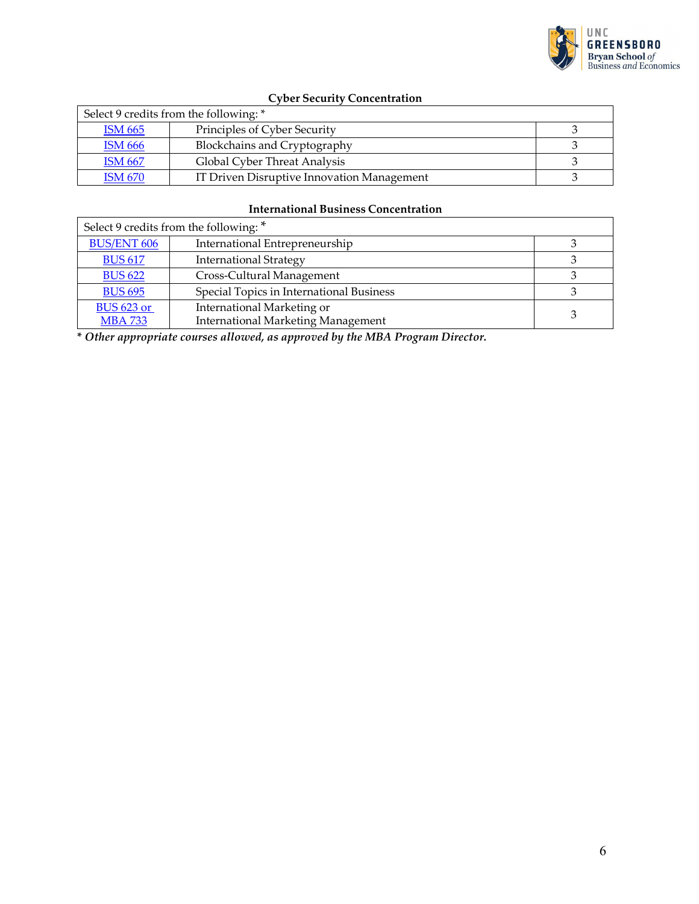### Cyber Security Concentration

| Select 9 credits from the following: * | | |
|---|---|---|
| ISM 665 | Principles of Cyber Security | 3 |
| ISM 666 | Blockchains and Cryptography | 3 |
| ISM 667 | Global Cyber Threat Analysis | 3 |
| ISM 670 | IT Driven Disruptive Innovation Management | 3 |

### International Business Concentration

| Select 9 credits from the following: * | | |
|---|---|---|
| BUS/ENT 606 | International Entrepreneurship | 3 |
| BUS 617 | International Strategy | 3 |
| BUS 622 | Cross-Cultural Management | 3 |
| BUS 695 | Special Topics in International Business | 3 |
| BUS 623 or MBA 733 | International Marketing or International Marketing Management | 3 |

***** ***Other appropriate courses allowed, as approved by the MBA Program Director.***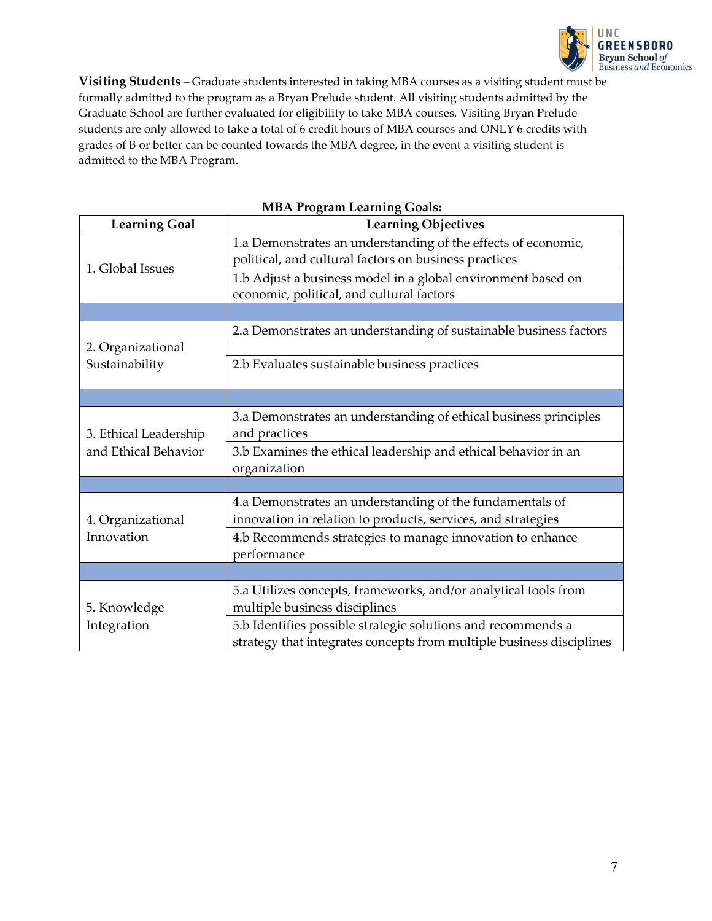**Visiting Students** – Graduate students interested in taking MBA courses as a visiting student must be formally admitted to the program as a Bryan Prelude student. All visiting students admitted by the Graduate School are further evaluated for eligibility to take MBA courses. Visiting Bryan Prelude students are only allowed to take a total of 6 credit hours of MBA courses and ONLY 6 credits with grades of B or better can be counted towards the MBA degree, in the event a visiting student is admitted to the MBA Program.

**MBA Program Learning Goals:**

| Learning Goal | Learning Objectives |
|---|---|
| 1. Global Issues | 1.a Demonstrates an understanding of the effects of economic, political, and cultural factors on business practices |
| | 1.b Adjust a business model in a global environment based on economic, political, and cultural factors |
| | |
| 2. Organizational Sustainability | 2.a Demonstrates an understanding of sustainable business factors |
| | 2.b Evaluates sustainable business practices |
| | |
| 3. Ethical Leadership and Ethical Behavior | 3.a Demonstrates an understanding of ethical business principles and practices |
| | 3.b Examines the ethical leadership and ethical behavior in an organization |
| | |
| 4. Organizational Innovation | 4.a Demonstrates an understanding of the fundamentals of innovation in relation to products, services, and strategies |
| | 4.b Recommends strategies to manage innovation to enhance performance |
| | |
| 5. Knowledge Integration | 5.a Utilizes concepts, frameworks, and/or analytical tools from multiple business disciplines |
| | 5.b Identifies possible strategic solutions and recommends a strategy that integrates concepts from multiple business disciplines |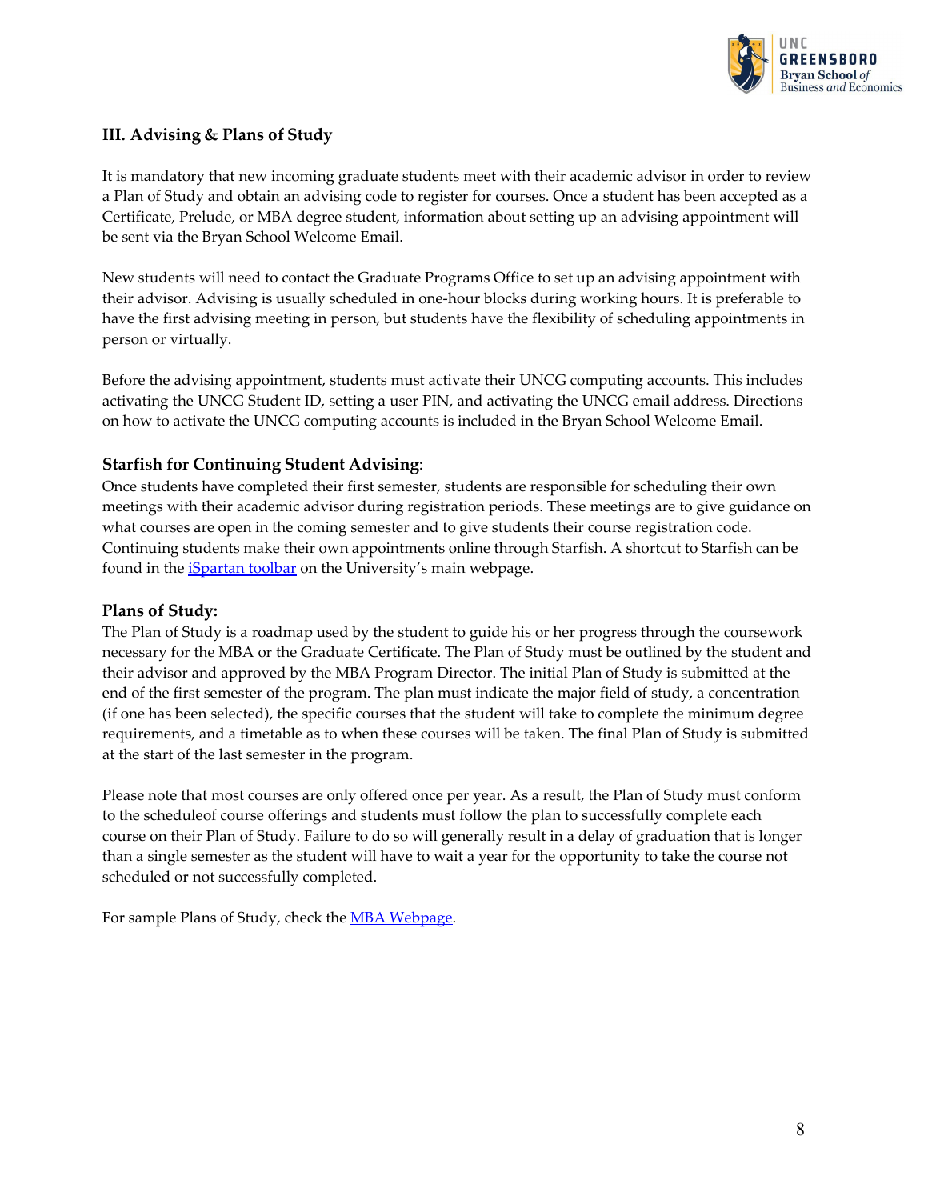## III. Advising & Plans of Study

It is mandatory that new incoming graduate students meet with their academic advisor in order to review a Plan of Study and obtain an advising code to register for courses. Once a student has been accepted as a Certificate, Prelude, or MBA degree student, information about setting up an advising appointment will be sent via the Bryan School Welcome Email.

New students will need to contact the Graduate Programs Office to set up an advising appointment with their advisor. Advising is usually scheduled in one-hour blocks during working hours. It is preferable to have the first advising meeting in person, but students have the flexibility of scheduling appointments in person or virtually.

Before the advising appointment, students must activate their UNCG computing accounts. This includes activating the UNCG Student ID, setting a user PIN, and activating the UNCG email address. Directions on how to activate the UNCG computing accounts is included in the Bryan School Welcome Email.

### Starfish for Continuing Student Advising:

Once students have completed their first semester, students are responsible for scheduling their own meetings with their academic advisor during registration periods. These meetings are to give guidance on what courses are open in the coming semester and to give students their course registration code. Continuing students make their own appointments online through Starfish. A shortcut to Starfish can be found in the iSpartan toolbar on the University's main webpage.

### Plans of Study:

The Plan of Study is a roadmap used by the student to guide his or her progress through the coursework necessary for the MBA or the Graduate Certificate. The Plan of Study must be outlined by the student and their advisor and approved by the MBA Program Director. The initial Plan of Study is submitted at the end of the first semester of the program. The plan must indicate the major field of study, a concentration (if one has been selected), the specific courses that the student will take to complete the minimum degree requirements, and a timetable as to when these courses will be taken. The final Plan of Study is submitted at the start of the last semester in the program.

Please note that most courses are only offered once per year. As a result, the Plan of Study must conform to the scheduleof course offerings and students must follow the plan to successfully complete each course on their Plan of Study. Failure to do so will generally result in a delay of graduation that is longer than a single semester as the student will have to wait a year for the opportunity to take the course not scheduled or not successfully completed.

For sample Plans of Study, check the MBA Webpage.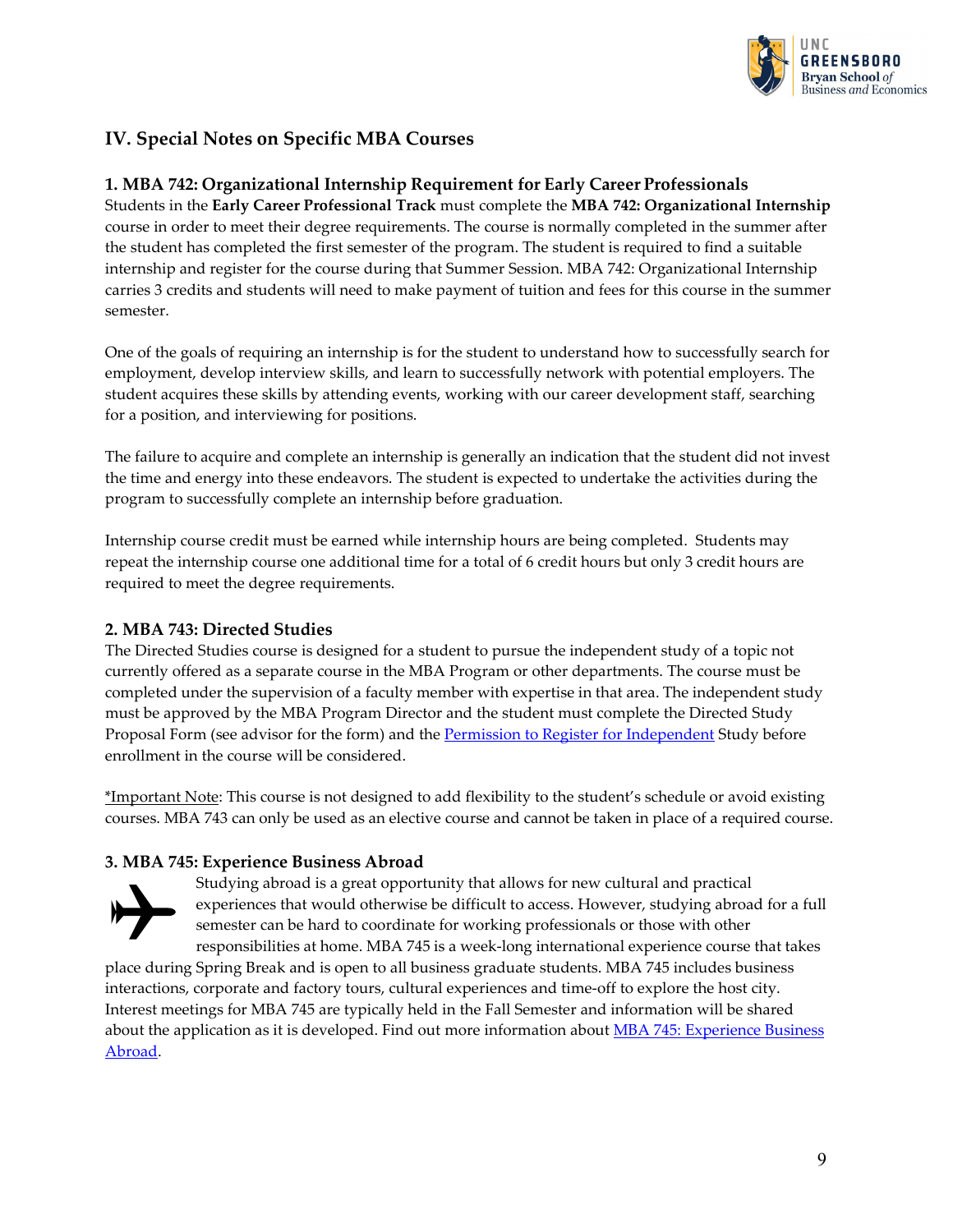## IV. Special Notes on Specific MBA Courses

### 1. MBA 742: Organizational Internship Requirement for Early Career Professionals

Students in the **Early Career Professional Track** must complete the **MBA 742: Organizational Internship** course in order to meet their degree requirements. The course is normally completed in the summer after the student has completed the first semester of the program. The student is required to find a suitable internship and register for the course during that Summer Session. MBA 742: Organizational Internship carries 3 credits and students will need to make payment of tuition and fees for this course in the summer semester.

One of the goals of requiring an internship is for the student to understand how to successfully search for employment, develop interview skills, and learn to successfully network with potential employers. The student acquires these skills by attending events, working with our career development staff, searching for a position, and interviewing for positions.

The failure to acquire and complete an internship is generally an indication that the student did not invest the time and energy into these endeavors. The student is expected to undertake the activities during the program to successfully complete an internship before graduation.

Internship course credit must be earned while internship hours are being completed. Students may repeat the internship course one additional time for a total of 6 credit hours but only 3 credit hours are required to meet the degree requirements.

### 2. MBA 743: Directed Studies

The Directed Studies course is designed for a student to pursue the independent study of a topic not currently offered as a separate course in the MBA Program or other departments. The course must be completed under the supervision of a faculty member with expertise in that area. The independent study must be approved by the MBA Program Director and the student must complete the Directed Study Proposal Form (see advisor for the form) and the Permission to Register for Independent Study before enrollment in the course will be considered.

*Important Note: This course is not designed to add flexibility to the student's schedule or avoid existing courses. MBA 743 can only be used as an elective course and cannot be taken in place of a required course.

### 3. MBA 745: Experience Business Abroad

Studying abroad is a great opportunity that allows for new cultural and practical experiences that would otherwise be difficult to access. However, studying abroad for a full semester can be hard to coordinate for working professionals or those with other responsibilities at home. MBA 745 is a week-long international experience course that takes place during Spring Break and is open to all business graduate students. MBA 745 includes business interactions, corporate and factory tours, cultural experiences and time-off to explore the host city. Interest meetings for MBA 745 are typically held in the Fall Semester and information will be shared about the application as it is developed. Find out more information about MBA 745: Experience Business Abroad.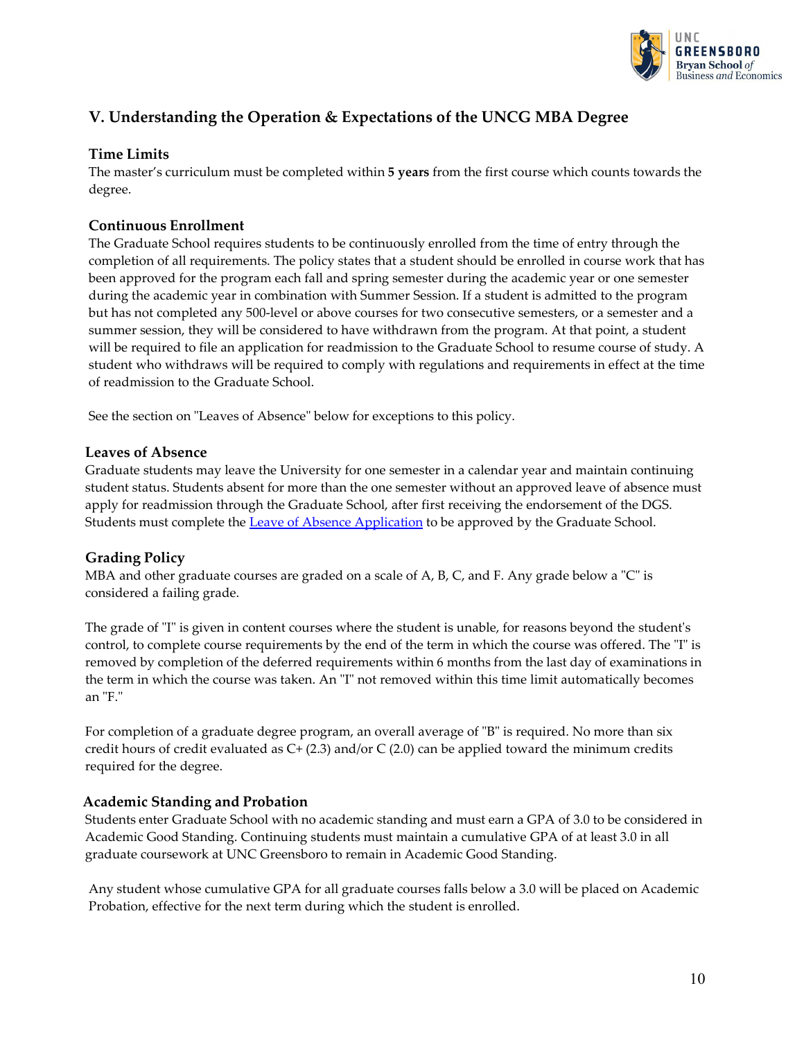## V. Understanding the Operation & Expectations of the UNCG MBA Degree

### Time Limits

The master's curriculum must be completed within **5 years** from the first course which counts towards the degree.

### Continuous Enrollment

The Graduate School requires students to be continuously enrolled from the time of entry through the completion of all requirements. The policy states that a student should be enrolled in course work that has been approved for the program each fall and spring semester during the academic year or one semester during the academic year in combination with Summer Session. If a student is admitted to the program but has not completed any 500-level or above courses for two consecutive semesters, or a semester and a summer session, they will be considered to have withdrawn from the program. At that point, a student will be required to file an application for readmission to the Graduate School to resume course of study. A student who withdraws will be required to comply with regulations and requirements in effect at the time of readmission to the Graduate School.

See the section on "Leaves of Absence" below for exceptions to this policy.

### Leaves of Absence

Graduate students may leave the University for one semester in a calendar year and maintain continuing student status. Students absent for more than the one semester without an approved leave of absence must apply for readmission through the Graduate School, after first receiving the endorsement of the DGS. Students must complete the Leave of Absence Application to be approved by the Graduate School.

### Grading Policy

MBA and other graduate courses are graded on a scale of A, B, C, and F. Any grade below a "C" is considered a failing grade.

The grade of "I" is given in content courses where the student is unable, for reasons beyond the student's control, to complete course requirements by the end of the term in which the course was offered. The "I" is removed by completion of the deferred requirements within 6 months from the last day of examinations in the term in which the course was taken. An "I" not removed within this time limit automatically becomes an "F."

For completion of a graduate degree program, an overall average of "B" is required. No more than six credit hours of credit evaluated as C+ (2.3) and/or C (2.0) can be applied toward the minimum credits required for the degree.

### Academic Standing and Probation

Students enter Graduate School with no academic standing and must earn a GPA of 3.0 to be considered in Academic Good Standing. Continuing students must maintain a cumulative GPA of at least 3.0 in all graduate coursework at UNC Greensboro to remain in Academic Good Standing.

Any student whose cumulative GPA for all graduate courses falls below a 3.0 will be placed on Academic Probation, effective for the next term during which the student is enrolled.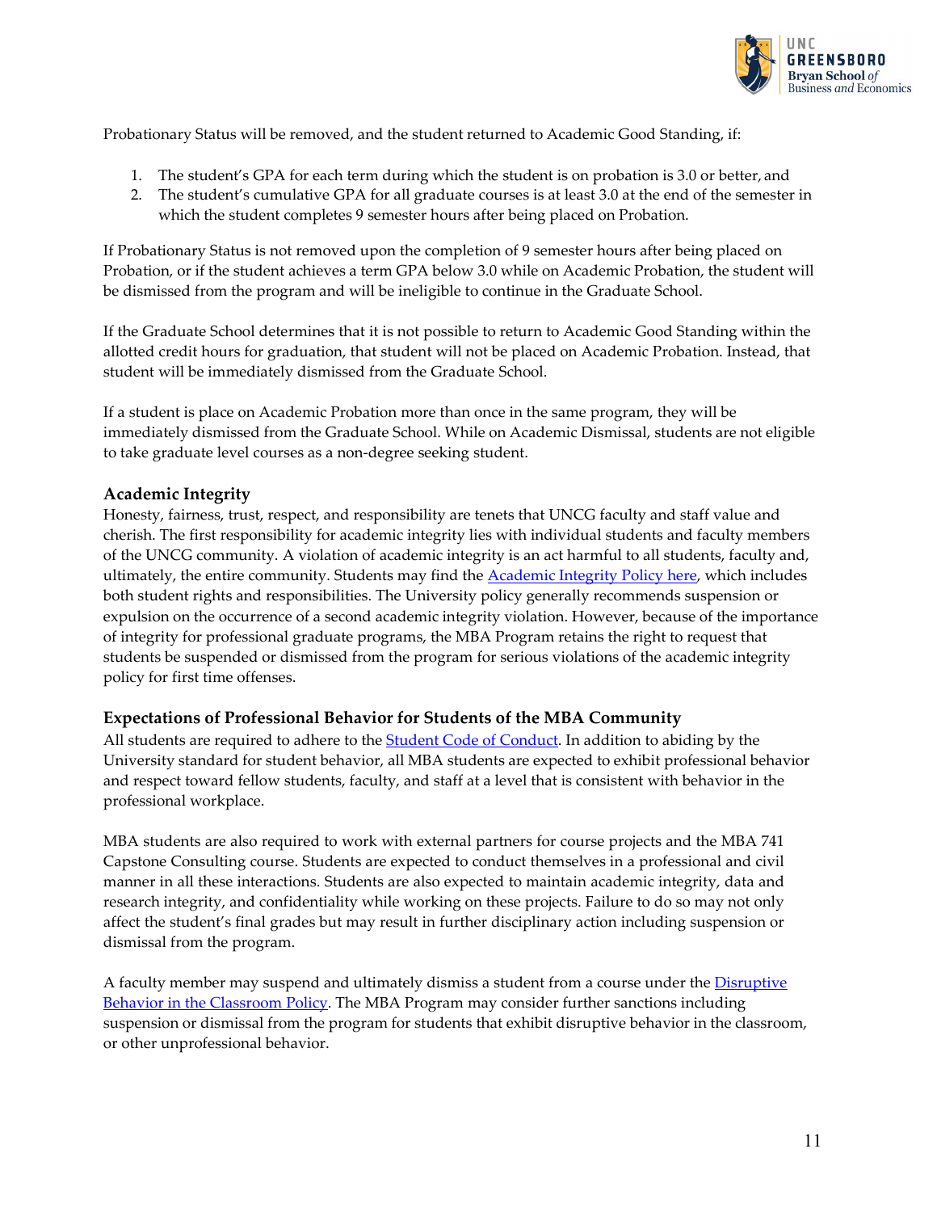Probationary Status will be removed, and the student returned to Academic Good Standing, if:

1. The student's GPA for each term during which the student is on probation is 3.0 or better, and
2. The student's cumulative GPA for all graduate courses is at least 3.0 at the end of the semester in which the student completes 9 semester hours after being placed on Probation.

If Probationary Status is not removed upon the completion of 9 semester hours after being placed on Probation, or if the student achieves a term GPA below 3.0 while on Academic Probation, the student will be dismissed from the program and will be ineligible to continue in the Graduate School.

If the Graduate School determines that it is not possible to return to Academic Good Standing within the allotted credit hours for graduation, that student will not be placed on Academic Probation. Instead, that student will be immediately dismissed from the Graduate School.

If a student is place on Academic Probation more than once in the same program, they will be immediately dismissed from the Graduate School. While on Academic Dismissal, students are not eligible to take graduate level courses as a non-degree seeking student.

### Academic Integrity

Honesty, fairness, trust, respect, and responsibility are tenets that UNCG faculty and staff value and cherish. The first responsibility for academic integrity lies with individual students and faculty members of the UNCG community. A violation of academic integrity is an act harmful to all students, faculty and, ultimately, the entire community. Students may find the Academic Integrity Policy here, which includes both student rights and responsibilities. The University policy generally recommends suspension or expulsion on the occurrence of a second academic integrity violation. However, because of the importance of integrity for professional graduate programs, the MBA Program retains the right to request that students be suspended or dismissed from the program for serious violations of the academic integrity policy for first time offenses.

### Expectations of Professional Behavior for Students of the MBA Community

All students are required to adhere to the Student Code of Conduct. In addition to abiding by the University standard for student behavior, all MBA students are expected to exhibit professional behavior and respect toward fellow students, faculty, and staff at a level that is consistent with behavior in the professional workplace.

MBA students are also required to work with external partners for course projects and the MBA 741 Capstone Consulting course. Students are expected to conduct themselves in a professional and civil manner in all these interactions. Students are also expected to maintain academic integrity, data and research integrity, and confidentiality while working on these projects. Failure to do so may not only affect the student's final grades but may result in further disciplinary action including suspension or dismissal from the program.

A faculty member may suspend and ultimately dismiss a student from a course under the Disruptive Behavior in the Classroom Policy. The MBA Program may consider further sanctions including suspension or dismissal from the program for students that exhibit disruptive behavior in the classroom, or other unprofessional behavior.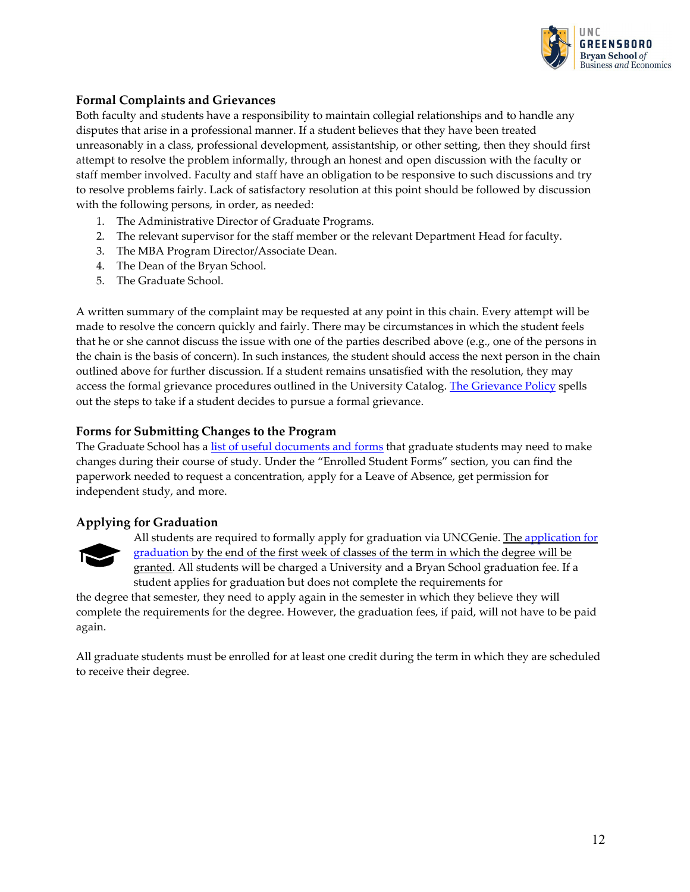### Formal Complaints and Grievances

Both faculty and students have a responsibility to maintain collegial relationships and to handle any disputes that arise in a professional manner. If a student believes that they have been treated unreasonably in a class, professional development, assistantship, or other setting, then they should first attempt to resolve the problem informally, through an honest and open discussion with the faculty or staff member involved. Faculty and staff have an obligation to be responsive to such discussions and try to resolve problems fairly. Lack of satisfactory resolution at this point should be followed by discussion with the following persons, in order, as needed:

1. The Administrative Director of Graduate Programs.
2. The relevant supervisor for the staff member or the relevant Department Head for faculty.
3. The MBA Program Director/Associate Dean.
4. The Dean of the Bryan School.
5. The Graduate School.

A written summary of the complaint may be requested at any point in this chain. Every attempt will be made to resolve the concern quickly and fairly. There may be circumstances in which the student feels that he or she cannot discuss the issue with one of the parties described above (e.g., one of the persons in the chain is the basis of concern). In such instances, the student should access the next person in the chain outlined above for further discussion. If a student remains unsatisfied with the resolution, they may access the formal grievance procedures outlined in the University Catalog. The Grievance Policy spells out the steps to take if a student decides to pursue a formal grievance.

### Forms for Submitting Changes to the Program

The Graduate School has a list of useful documents and forms that graduate students may need to make changes during their course of study. Under the "Enrolled Student Forms" section, you can find the paperwork needed to request a concentration, apply for a Leave of Absence, get permission for independent study, and more.

### Applying for Graduation

All students are required to formally apply for graduation via UNCGenie. The application for graduation by the end of the first week of classes of the term in which the degree will be granted. All students will be charged a University and a Bryan School graduation fee. If a student applies for graduation but does not complete the requirements for the degree that semester, they need to apply again in the semester in which they believe they will complete the requirements for the degree. However, the graduation fees, if paid, will not have to be paid again.

All graduate students must be enrolled for at least one credit during the term in which they are scheduled to receive their degree.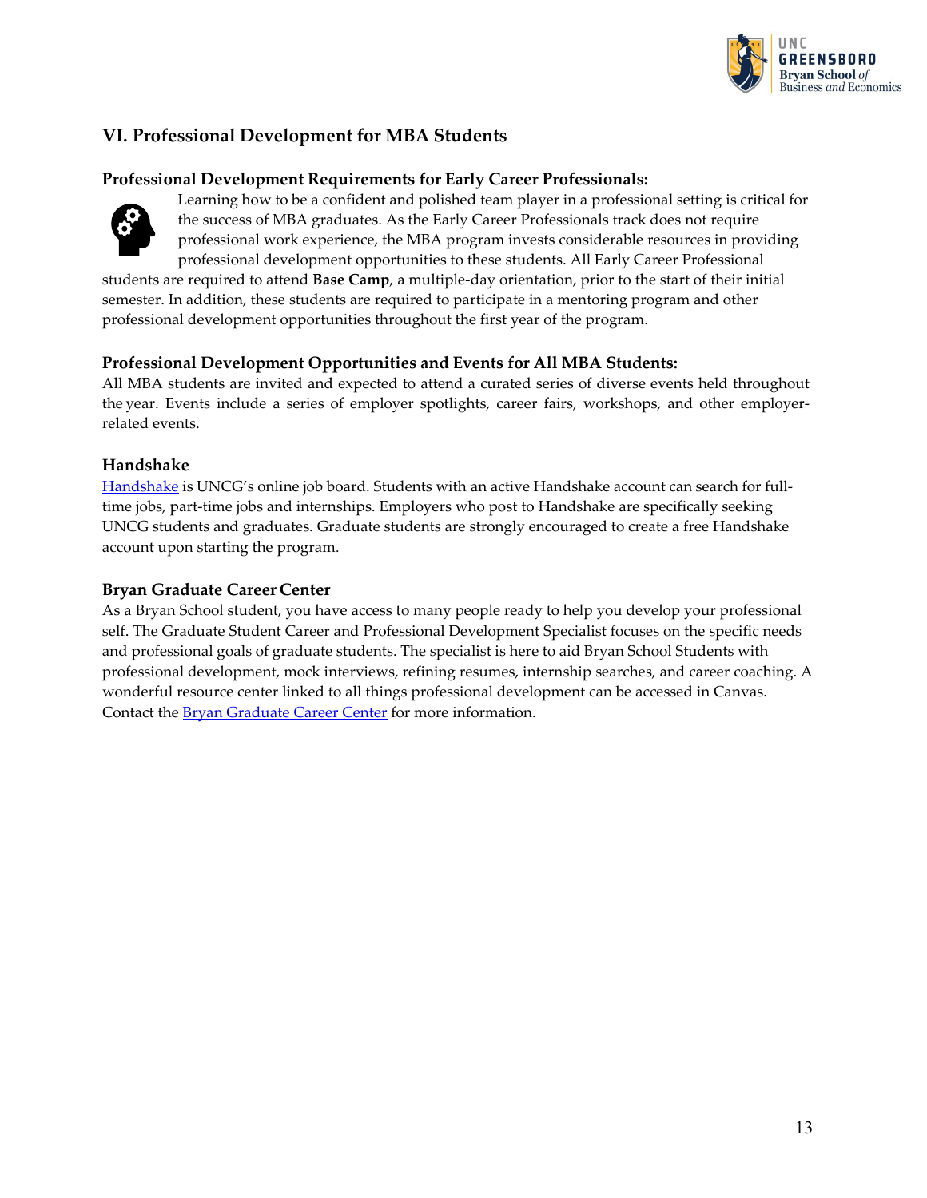## VI. Professional Development for MBA Students

### Professional Development Requirements for Early Career Professionals:

Learning how to be a confident and polished team player in a professional setting is critical for the success of MBA graduates. As the Early Career Professionals track does not require professional work experience, the MBA program invests considerable resources in providing professional development opportunities to these students. All Early Career Professional students are required to attend **Base Camp**, a multiple-day orientation, prior to the start of their initial semester. In addition, these students are required to participate in a mentoring program and other professional development opportunities throughout the first year of the program.

### Professional Development Opportunities and Events for All MBA Students:

All MBA students are invited and expected to attend a curated series of diverse events held throughout the year. Events include a series of employer spotlights, career fairs, workshops, and other employer-related events.

### Handshake

Handshake is UNCG's online job board. Students with an active Handshake account can search for full-time jobs, part-time jobs and internships. Employers who post to Handshake are specifically seeking UNCG students and graduates. Graduate students are strongly encouraged to create a free Handshake account upon starting the program.

### Bryan Graduate Career Center

As a Bryan School student, you have access to many people ready to help you develop your professional self. The Graduate Student Career and Professional Development Specialist focuses on the specific needs and professional goals of graduate students. The specialist is here to aid Bryan School Students with professional development, mock interviews, refining resumes, internship searches, and career coaching. A wonderful resource center linked to all things professional development can be accessed in Canvas. Contact the Bryan Graduate Career Center for more information.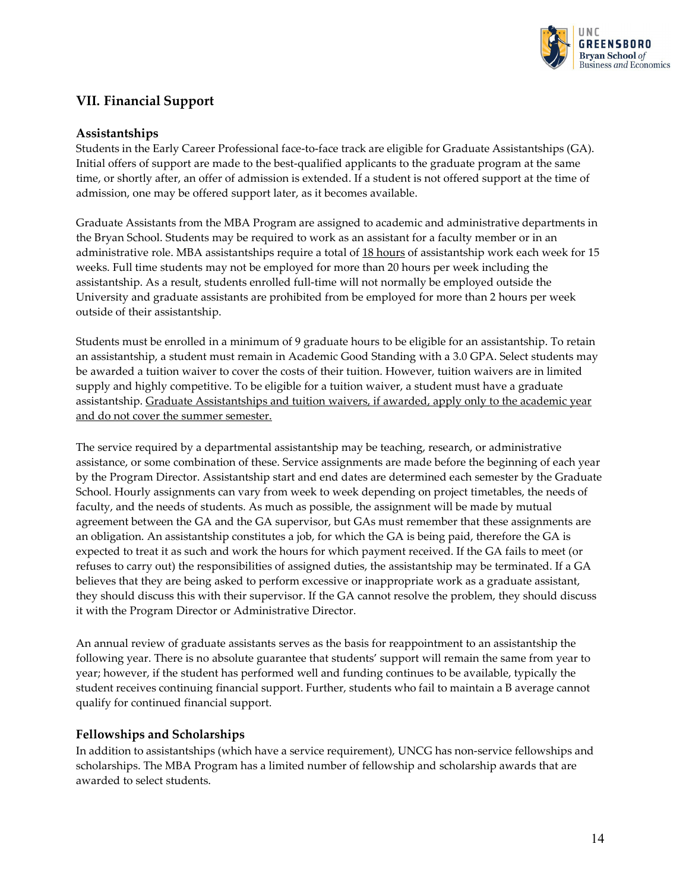## VII. Financial Support

### Assistantships

Students in the Early Career Professional face-to-face track are eligible for Graduate Assistantships (GA). Initial offers of support are made to the best-qualified applicants to the graduate program at the same time, or shortly after, an offer of admission is extended. If a student is not offered support at the time of admission, one may be offered support later, as it becomes available.

Graduate Assistants from the MBA Program are assigned to academic and administrative departments in the Bryan School. Students may be required to work as an assistant for a faculty member or in an administrative role. MBA assistantships require a total of <u>18 hours</u> of assistantship work each week for 15 weeks. Full time students may not be employed for more than 20 hours per week including the assistantship. As a result, students enrolled full-time will not normally be employed outside the University and graduate assistants are prohibited from be employed for more than 2 hours per week outside of their assistantship.

Students must be enrolled in a minimum of 9 graduate hours to be eligible for an assistantship. To retain an assistantship, a student must remain in Academic Good Standing with a 3.0 GPA. Select students may be awarded a tuition waiver to cover the costs of their tuition. However, tuition waivers are in limited supply and highly competitive. To be eligible for a tuition waiver, a student must have a graduate assistantship. <u>Graduate Assistantships and tuition waivers, if awarded, apply only to the academic year and do not cover the summer semester.</u>

The service required by a departmental assistantship may be teaching, research, or administrative assistance, or some combination of these. Service assignments are made before the beginning of each year by the Program Director. Assistantship start and end dates are determined each semester by the Graduate School. Hourly assignments can vary from week to week depending on project timetables, the needs of faculty, and the needs of students. As much as possible, the assignment will be made by mutual agreement between the GA and the GA supervisor, but GAs must remember that these assignments are an obligation. An assistantship constitutes a job, for which the GA is being paid, therefore the GA is expected to treat it as such and work the hours for which payment received. If the GA fails to meet (or refuses to carry out) the responsibilities of assigned duties, the assistantship may be terminated. If a GA believes that they are being asked to perform excessive or inappropriate work as a graduate assistant, they should discuss this with their supervisor. If the GA cannot resolve the problem, they should discuss it with the Program Director or Administrative Director.

An annual review of graduate assistants serves as the basis for reappointment to an assistantship the following year. There is no absolute guarantee that students' support will remain the same from year to year; however, if the student has performed well and funding continues to be available, typically the student receives continuing financial support. Further, students who fail to maintain a B average cannot qualify for continued financial support.

### Fellowships and Scholarships

In addition to assistantships (which have a service requirement), UNCG has non-service fellowships and scholarships. The MBA Program has a limited number of fellowship and scholarship awards that are awarded to select students.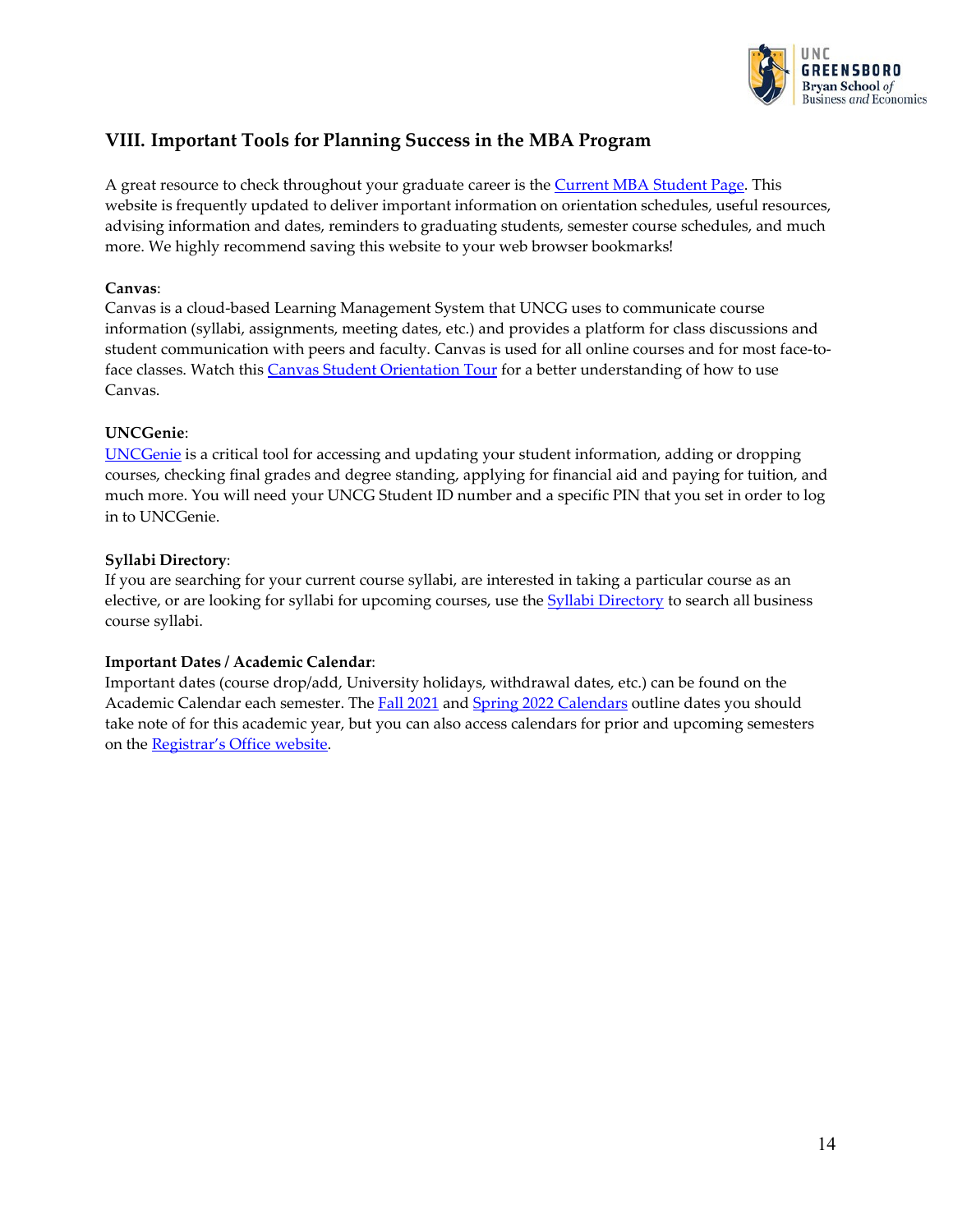## VIII. Important Tools for Planning Success in the MBA Program

A great resource to check throughout your graduate career is the Current MBA Student Page. This website is frequently updated to deliver important information on orientation schedules, useful resources, advising information and dates, reminders to graduating students, semester course schedules, and much more. We highly recommend saving this website to your web browser bookmarks!

**Canvas**:
Canvas is a cloud-based Learning Management System that UNCG uses to communicate course information (syllabi, assignments, meeting dates, etc.) and provides a platform for class discussions and student communication with peers and faculty. Canvas is used for all online courses and for most face-to-face classes. Watch this Canvas Student Orientation Tour for a better understanding of how to use Canvas.

**UNCGenie**:
UNCGenie is a critical tool for accessing and updating your student information, adding or dropping courses, checking final grades and degree standing, applying for financial aid and paying for tuition, and much more. You will need your UNCG Student ID number and a specific PIN that you set in order to log in to UNCGenie.

**Syllabi Directory**:
If you are searching for your current course syllabi, are interested in taking a particular course as an elective, or are looking for syllabi for upcoming courses, use the Syllabi Directory to search all business course syllabi.

**Important Dates / Academic Calendar**:
Important dates (course drop/add, University holidays, withdrawal dates, etc.) can be found on the Academic Calendar each semester. The Fall 2021 and Spring 2022 Calendars outline dates you should take note of for this academic year, but you can also access calendars for prior and upcoming semesters on the Registrar's Office website.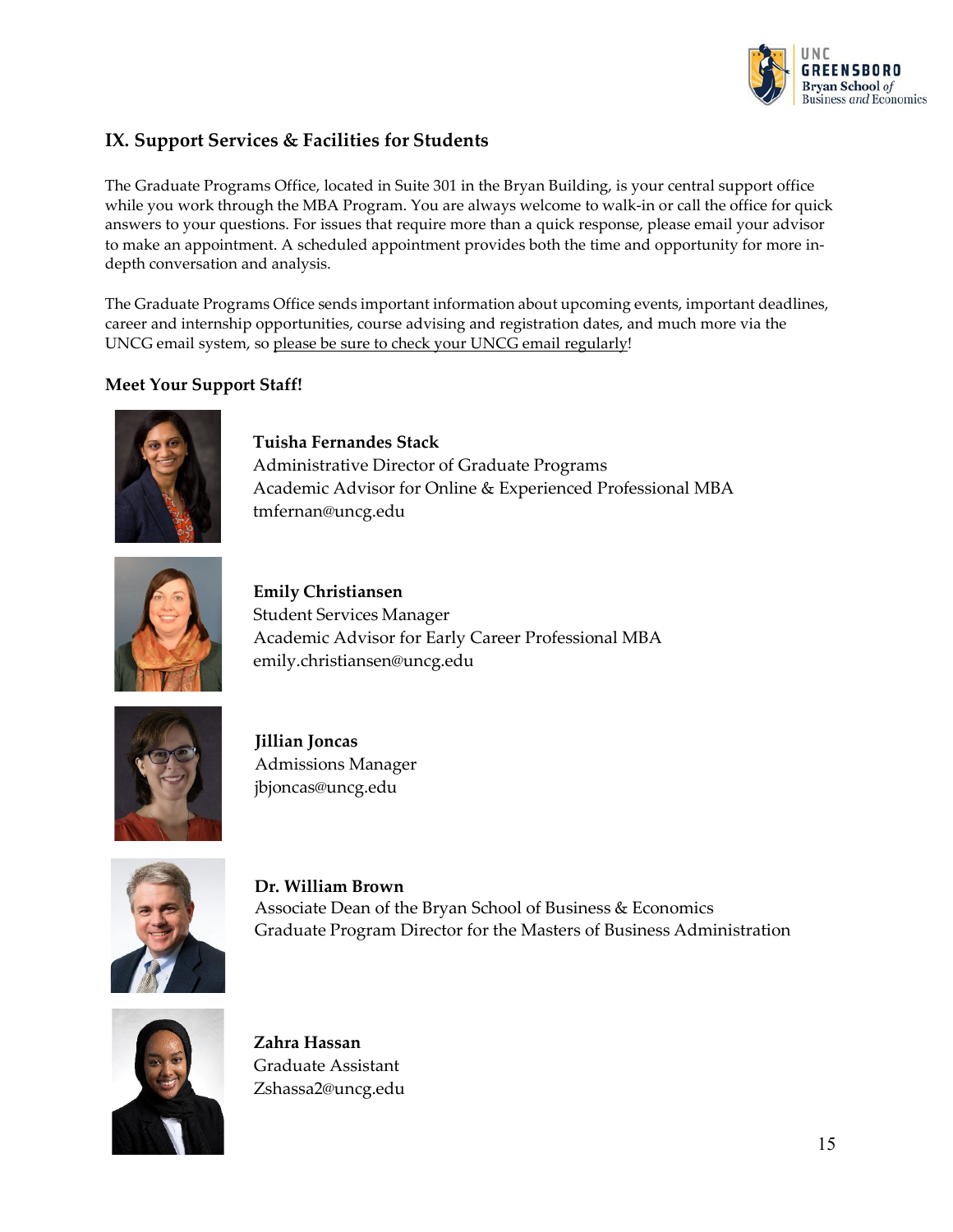## IX. Support Services & Facilities for Students

The Graduate Programs Office, located in Suite 301 in the Bryan Building, is your central support office while you work through the MBA Program. You are always welcome to walk-in or call the office for quick answers to your questions. For issues that require more than a quick response, please email your advisor to make an appointment. A scheduled appointment provides both the time and opportunity for more in-depth conversation and analysis.

The Graduate Programs Office sends important information about upcoming events, important deadlines, career and internship opportunities, course advising and registration dates, and much more via the UNCG email system, so please be sure to check your UNCG email regularly!

### Meet Your Support Staff!

**Tuisha Fernandes Stack**
Administrative Director of Graduate Programs
Academic Advisor for Online & Experienced Professional MBA
tmfernan@uncg.edu

**Emily Christiansen**
Student Services Manager
Academic Advisor for Early Career Professional MBA
emily.christiansen@uncg.edu

**Jillian Joncas**
Admissions Manager
jbjoncas@uncg.edu

**Dr. William Brown**
Associate Dean of the Bryan School of Business & Economics
Graduate Program Director for the Masters of Business Administration

**Zahra Hassan**
Graduate Assistant
Zshassa2@uncg.edu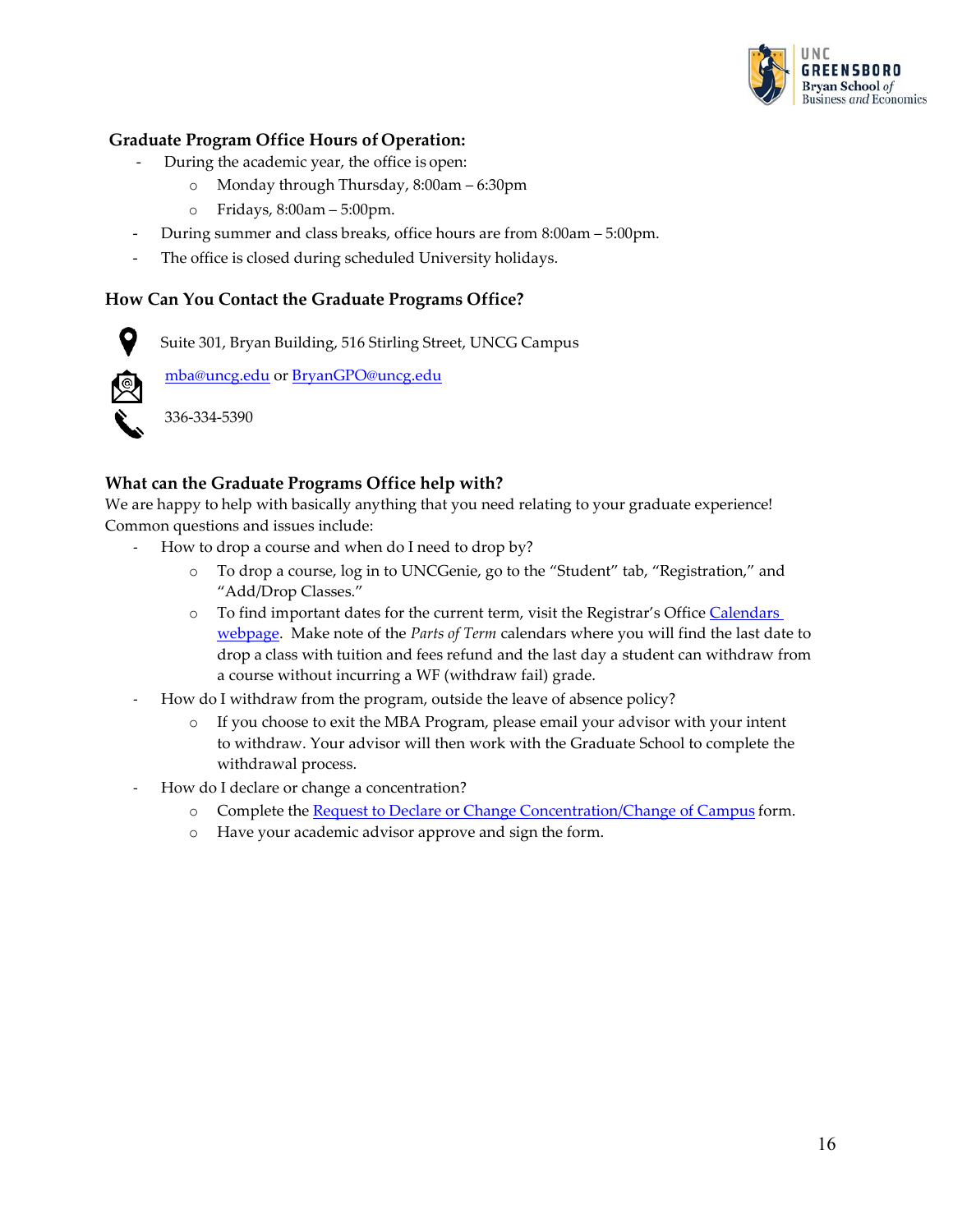### Graduate Program Office Hours of Operation:

- During the academic year, the office is open:
  - Monday through Thursday, 8:00am – 6:30pm
  - Fridays, 8:00am – 5:00pm.
- During summer and class breaks, office hours are from 8:00am – 5:00pm.
- The office is closed during scheduled University holidays.

### How Can You Contact the Graduate Programs Office?

Suite 301, Bryan Building, 516 Stirling Street, UNCG Campus

mba@uncg.edu or BryanGPO@uncg.edu

336-334-5390

### What can the Graduate Programs Office help with?

We are happy to help with basically anything that you need relating to your graduate experience! Common questions and issues include:

- How to drop a course and when do I need to drop by?
  - To drop a course, log in to UNCGenie, go to the "Student" tab, "Registration," and "Add/Drop Classes."
  - To find important dates for the current term, visit the Registrar's Office Calendars webpage. Make note of the *Parts of Term* calendars where you will find the last date to drop a class with tuition and fees refund and the last day a student can withdraw from a course without incurring a WF (withdraw fail) grade.
- How do I withdraw from the program, outside the leave of absence policy?
  - If you choose to exit the MBA Program, please email your advisor with your intent to withdraw. Your advisor will then work with the Graduate School to complete the withdrawal process.
- How do I declare or change a concentration?
  - Complete the Request to Declare or Change Concentration/Change of Campus form.
  - Have your academic advisor approve and sign the form.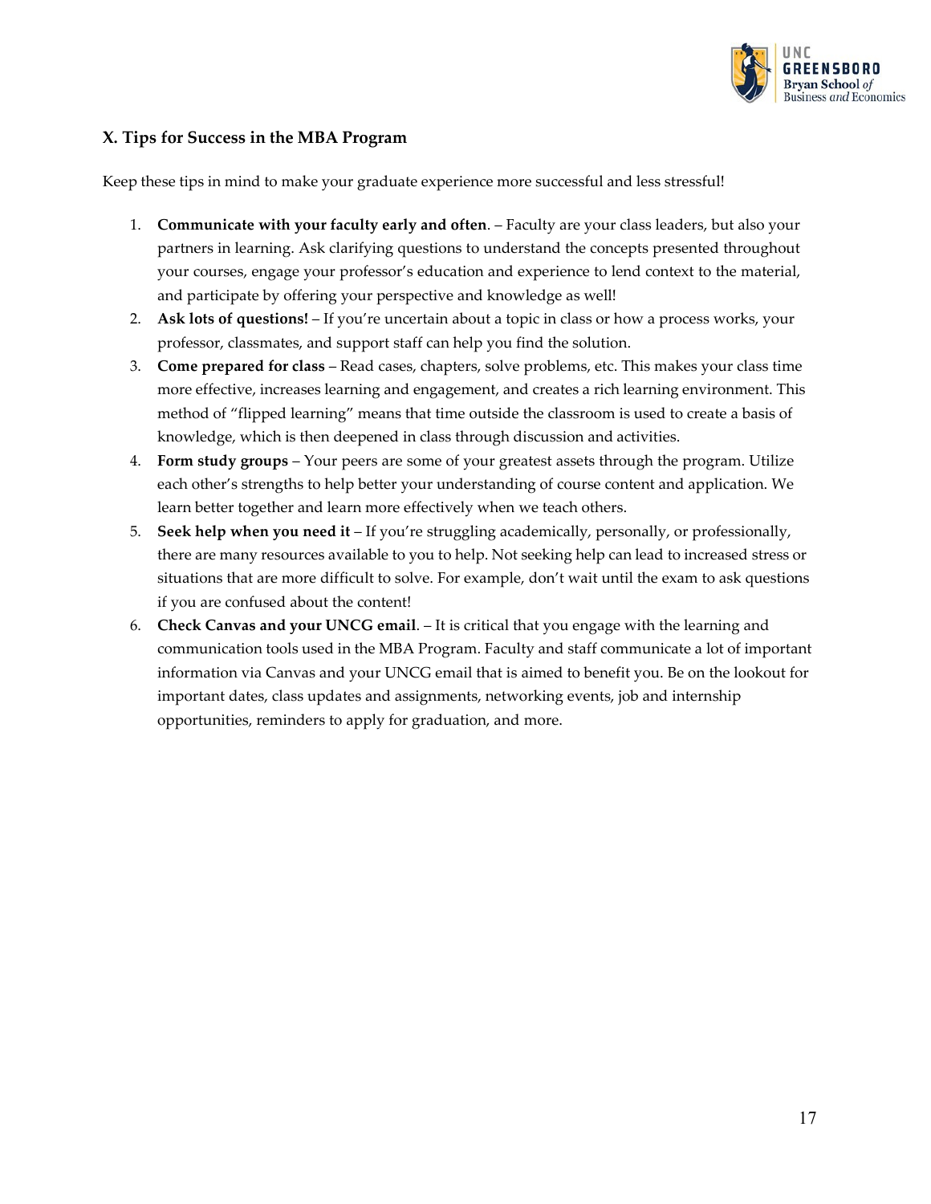## X. Tips for Success in the MBA Program

Keep these tips in mind to make your graduate experience more successful and less stressful!

1. **Communicate with your faculty early and often**. – Faculty are your class leaders, but also your partners in learning. Ask clarifying questions to understand the concepts presented throughout your courses, engage your professor's education and experience to lend context to the material, and participate by offering your perspective and knowledge as well!
2. **Ask lots of questions!** – If you're uncertain about a topic in class or how a process works, your professor, classmates, and support staff can help you find the solution.
3. **Come prepared for class** – Read cases, chapters, solve problems, etc. This makes your class time more effective, increases learning and engagement, and creates a rich learning environment. This method of "flipped learning" means that time outside the classroom is used to create a basis of knowledge, which is then deepened in class through discussion and activities.
4. **Form study groups** – Your peers are some of your greatest assets through the program. Utilize each other's strengths to help better your understanding of course content and application. We learn better together and learn more effectively when we teach others.
5. **Seek help when you need it** – If you're struggling academically, personally, or professionally, there are many resources available to you to help. Not seeking help can lead to increased stress or situations that are more difficult to solve. For example, don't wait until the exam to ask questions if you are confused about the content!
6. **Check Canvas and your UNCG email**. – It is critical that you engage with the learning and communication tools used in the MBA Program. Faculty and staff communicate a lot of important information via Canvas and your UNCG email that is aimed to benefit you. Be on the lookout for important dates, class updates and assignments, networking events, job and internship opportunities, reminders to apply for graduation, and more.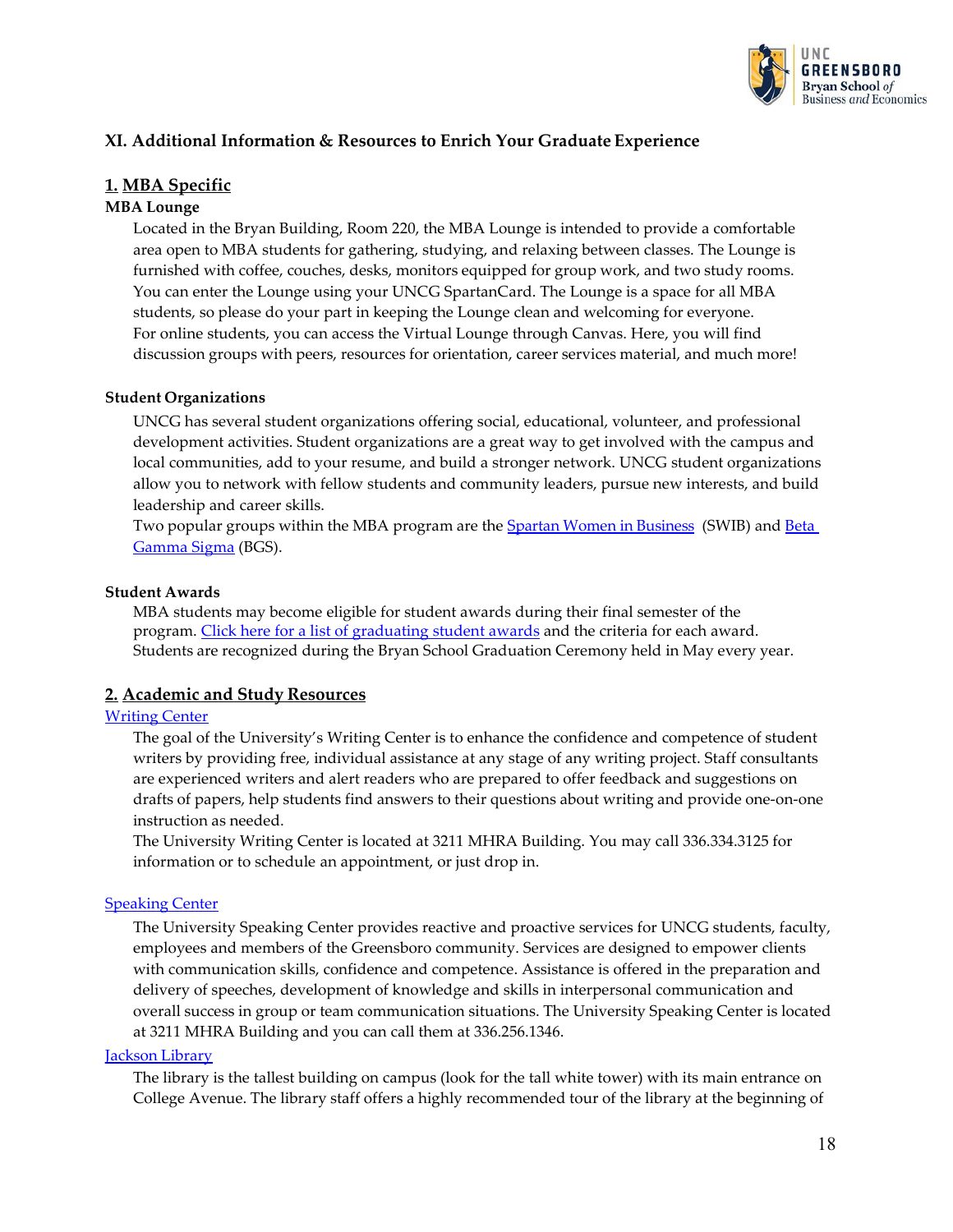## XI. Additional Information & Resources to Enrich Your Graduate Experience

### 1. MBA Specific

**MBA Lounge**

Located in the Bryan Building, Room 220, the MBA Lounge is intended to provide a comfortable area open to MBA students for gathering, studying, and relaxing between classes. The Lounge is furnished with coffee, couches, desks, monitors equipped for group work, and two study rooms. You can enter the Lounge using your UNCG SpartanCard. The Lounge is a space for all MBA students, so please do your part in keeping the Lounge clean and welcoming for everyone. For online students, you can access the Virtual Lounge through Canvas. Here, you will find discussion groups with peers, resources for orientation, career services material, and much more!

**Student Organizations**

UNCG has several student organizations offering social, educational, volunteer, and professional development activities. Student organizations are a great way to get involved with the campus and local communities, add to your resume, and build a stronger network. UNCG student organizations allow you to network with fellow students and community leaders, pursue new interests, and build leadership and career skills.

Two popular groups within the MBA program are the Spartan Women in Business (SWIB) and Beta Gamma Sigma (BGS).

**Student Awards**

MBA students may become eligible for student awards during their final semester of the program. Click here for a list of graduating student awards and the criteria for each award. Students are recognized during the Bryan School Graduation Ceremony held in May every year.

### 2. Academic and Study Resources

**Writing Center**

The goal of the University's Writing Center is to enhance the confidence and competence of student writers by providing free, individual assistance at any stage of any writing project. Staff consultants are experienced writers and alert readers who are prepared to offer feedback and suggestions on drafts of papers, help students find answers to their questions about writing and provide one-on-one instruction as needed.

The University Writing Center is located at 3211 MHRA Building. You may call 336.334.3125 for information or to schedule an appointment, or just drop in.

**Speaking Center**

The University Speaking Center provides reactive and proactive services for UNCG students, faculty, employees and members of the Greensboro community. Services are designed to empower clients with communication skills, confidence and competence. Assistance is offered in the preparation and delivery of speeches, development of knowledge and skills in interpersonal communication and overall success in group or team communication situations. The University Speaking Center is located at 3211 MHRA Building and you can call them at 336.256.1346.

**Jackson Library**

The library is the tallest building on campus (look for the tall white tower) with its main entrance on College Avenue. The library staff offers a highly recommended tour of the library at the beginning of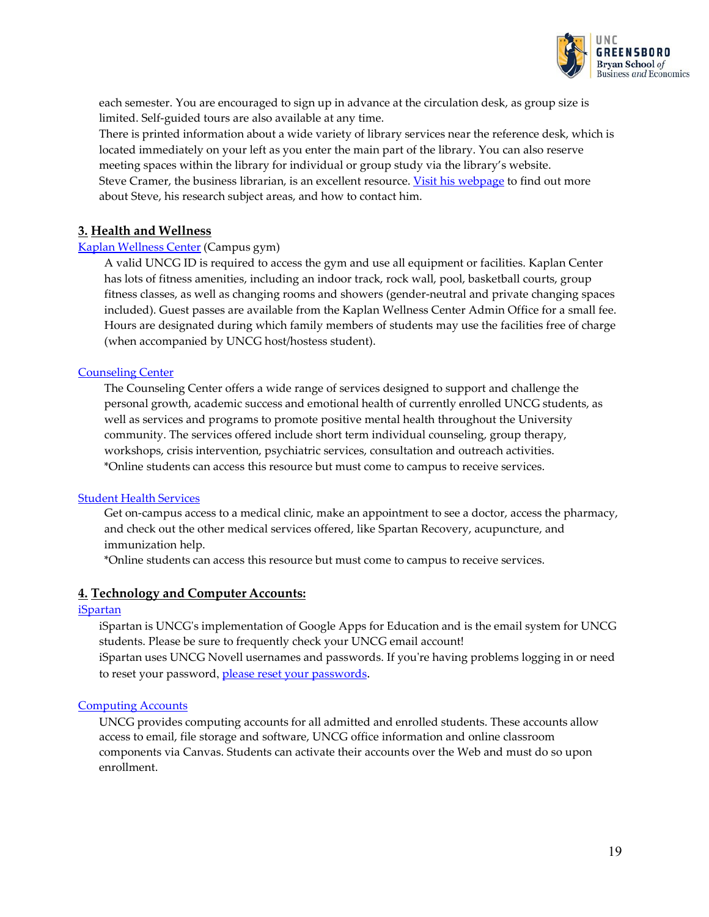each semester. You are encouraged to sign up in advance at the circulation desk, as group size is limited. Self-guided tours are also available at any time.

There is printed information about a wide variety of library services near the reference desk, which is located immediately on your left as you enter the main part of the library. You can also reserve meeting spaces within the library for individual or group study via the library's website.

Steve Cramer, the business librarian, is an excellent resource. Visit his webpage to find out more about Steve, his research subject areas, and how to contact him.

## 3. Health and Wellness

Kaplan Wellness Center (Campus gym)

A valid UNCG ID is required to access the gym and use all equipment or facilities. Kaplan Center has lots of fitness amenities, including an indoor track, rock wall, pool, basketball courts, group fitness classes, as well as changing rooms and showers (gender-neutral and private changing spaces included). Guest passes are available from the Kaplan Wellness Center Admin Office for a small fee. Hours are designated during which family members of students may use the facilities free of charge (when accompanied by UNCG host/hostess student).

Counseling Center

The Counseling Center offers a wide range of services designed to support and challenge the personal growth, academic success and emotional health of currently enrolled UNCG students, as well as services and programs to promote positive mental health throughout the University community. The services offered include short term individual counseling, group therapy, workshops, crisis intervention, psychiatric services, consultation and outreach activities.

*Online students can access this resource but must come to campus to receive services.

Student Health Services

Get on-campus access to a medical clinic, make an appointment to see a doctor, access the pharmacy, and check out the other medical services offered, like Spartan Recovery, acupuncture, and immunization help.

*Online students can access this resource but must come to campus to receive services.

## 4. Technology and Computer Accounts:

iSpartan

iSpartan is UNCG's implementation of Google Apps for Education and is the email system for UNCG students. Please be sure to frequently check your UNCG email account!

iSpartan uses UNCG Novell usernames and passwords. If you're having problems logging in or need to reset your password, please reset your passwords.

Computing Accounts

UNCG provides computing accounts for all admitted and enrolled students. These accounts allow access to email, file storage and software, UNCG office information and online classroom components via Canvas. Students can activate their accounts over the Web and must do so upon enrollment.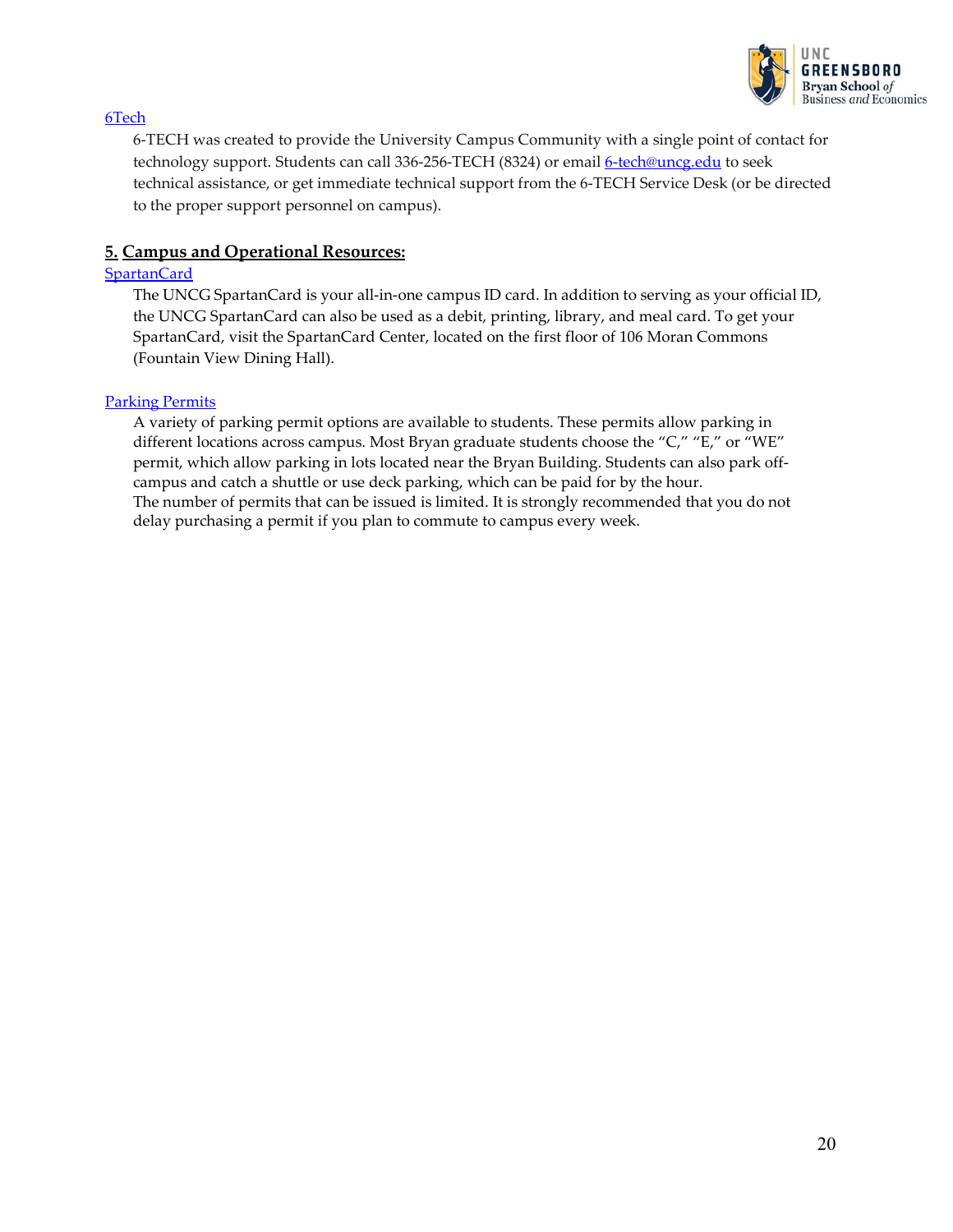[6Tech](#)

6-TECH was created to provide the University Campus Community with a single point of contact for technology support. Students can call 336-256-TECH (8324) or email [6-tech@uncg.edu](mailto:6-tech@uncg.edu) to seek technical assistance, or get immediate technical support from the 6-TECH Service Desk (or be directed to the proper support personnel on campus).

## 5. Campus and Operational Resources:

[SpartanCard](#)

The UNCG SpartanCard is your all-in-one campus ID card. In addition to serving as your official ID, the UNCG SpartanCard can also be used as a debit, printing, library, and meal card. To get your SpartanCard, visit the SpartanCard Center, located on the first floor of 106 Moran Commons (Fountain View Dining Hall).

[Parking Permits](#)

A variety of parking permit options are available to students. These permits allow parking in different locations across campus. Most Bryan graduate students choose the "C," "E," or "WE" permit, which allow parking in lots located near the Bryan Building. Students can also park off-campus and catch a shuttle or use deck parking, which can be paid for by the hour.
The number of permits that can be issued is limited. It is strongly recommended that you do not delay purchasing a permit if you plan to commute to campus every week.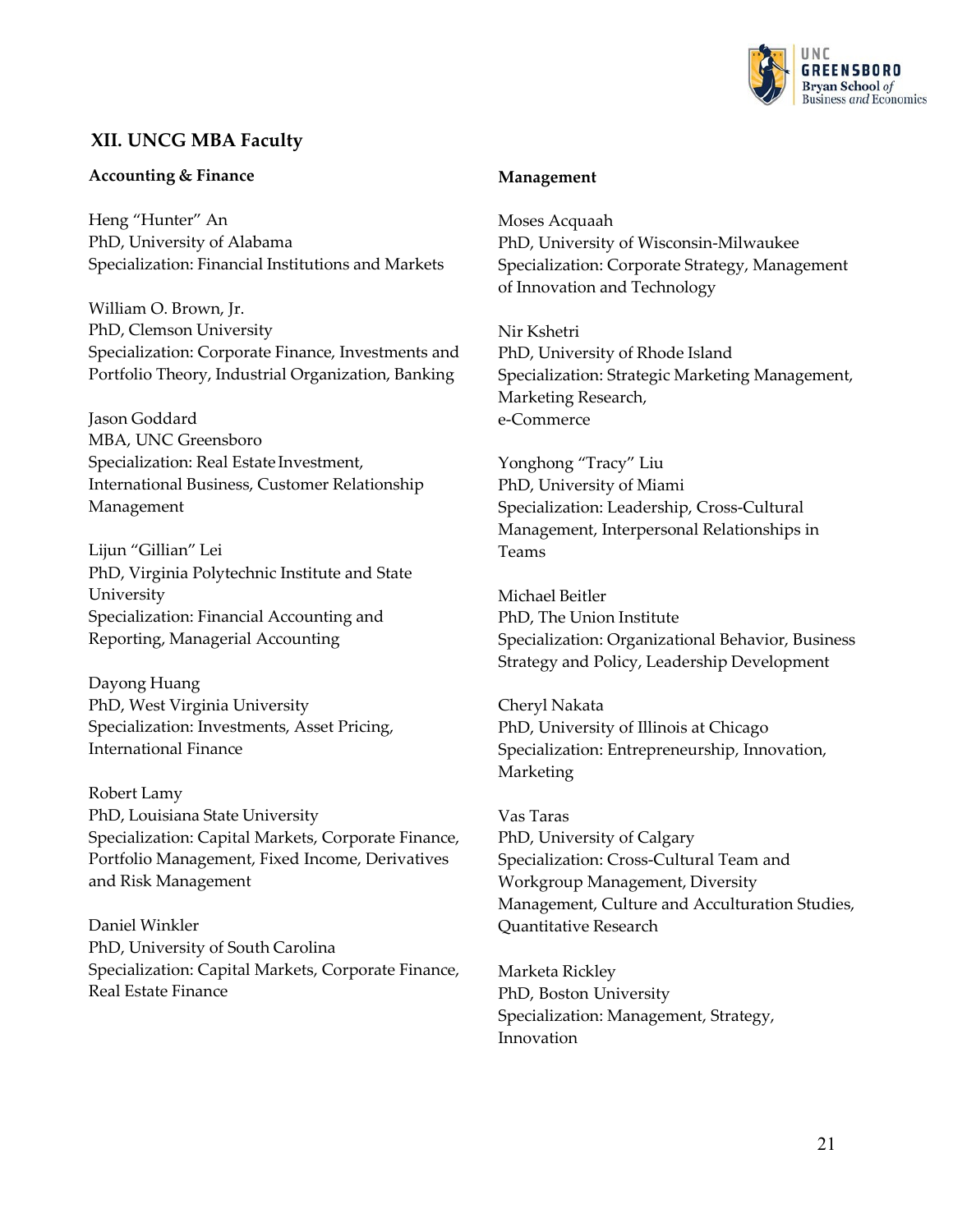## XII. UNCG MBA Faculty

### Accounting & Finance

Heng "Hunter" An
PhD, University of Alabama
Specialization: Financial Institutions and Markets

William O. Brown, Jr.
PhD, Clemson University
Specialization: Corporate Finance, Investments and Portfolio Theory, Industrial Organization, Banking

Jason Goddard
MBA, UNC Greensboro
Specialization: Real Estate Investment, International Business, Customer Relationship Management

Lijun "Gillian" Lei
PhD, Virginia Polytechnic Institute and State University
Specialization: Financial Accounting and Reporting, Managerial Accounting

Dayong Huang
PhD, West Virginia University
Specialization: Investments, Asset Pricing, International Finance

Robert Lamy
PhD, Louisiana State University
Specialization: Capital Markets, Corporate Finance, Portfolio Management, Fixed Income, Derivatives and Risk Management

Daniel Winkler
PhD, University of South Carolina
Specialization: Capital Markets, Corporate Finance, Real Estate Finance

### Management

Moses Acquaah
PhD, University of Wisconsin-Milwaukee
Specialization: Corporate Strategy, Management of Innovation and Technology

Nir Kshetri
PhD, University of Rhode Island
Specialization: Strategic Marketing Management, Marketing Research,
e-Commerce

Yonghong "Tracy" Liu
PhD, University of Miami
Specialization: Leadership, Cross-Cultural Management, Interpersonal Relationships in Teams

Michael Beitler
PhD, The Union Institute
Specialization: Organizational Behavior, Business Strategy and Policy, Leadership Development

Cheryl Nakata
PhD, University of Illinois at Chicago
Specialization: Entrepreneurship, Innovation, Marketing

Vas Taras
PhD, University of Calgary
Specialization: Cross-Cultural Team and Workgroup Management, Diversity Management, Culture and Acculturation Studies, Quantitative Research

Marketa Rickley
PhD, Boston University
Specialization: Management, Strategy, Innovation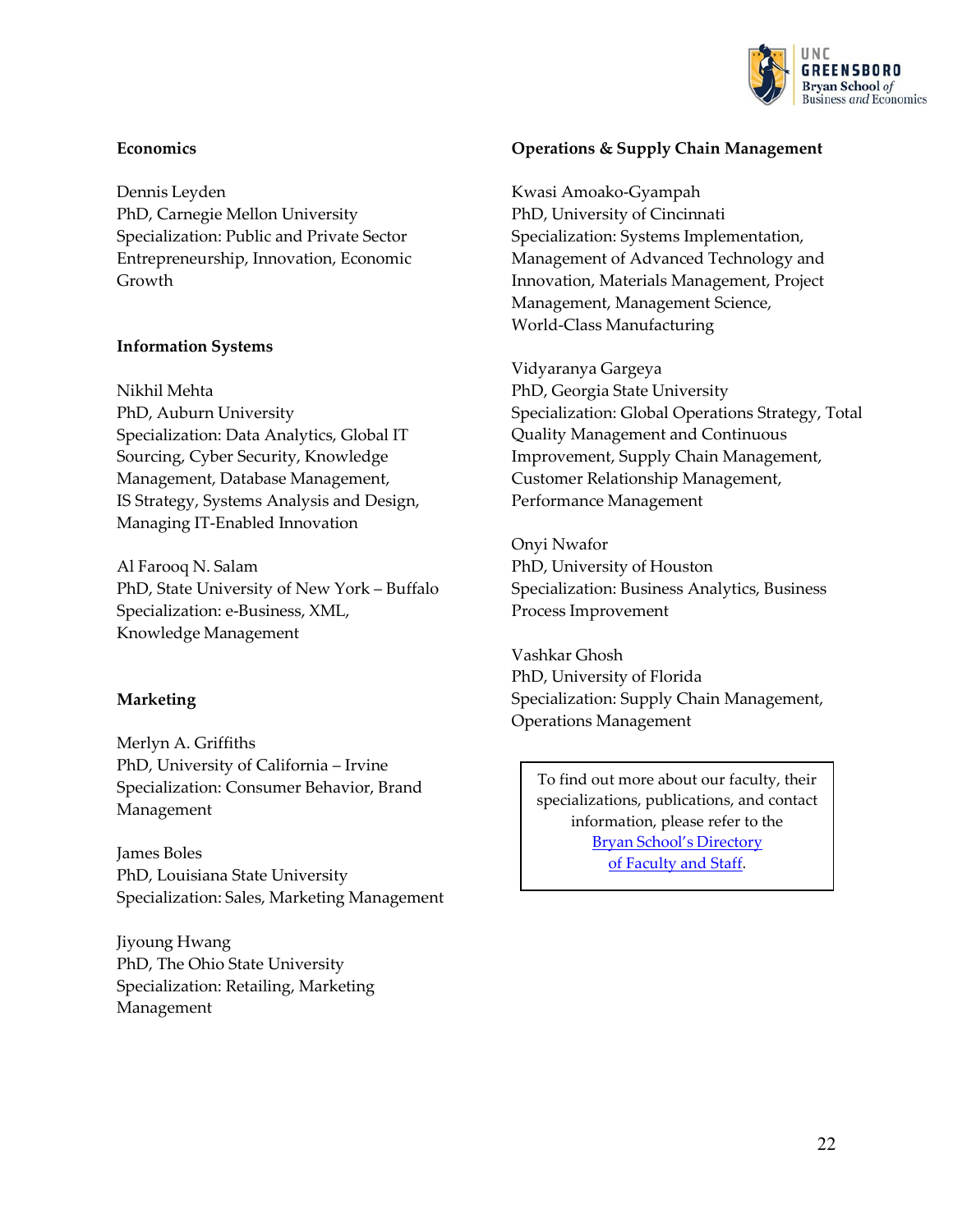**Economics**

Dennis Leyden
PhD, Carnegie Mellon University
Specialization: Public and Private Sector Entrepreneurship, Innovation, Economic Growth

**Information Systems**

Nikhil Mehta
PhD, Auburn University
Specialization: Data Analytics, Global IT Sourcing, Cyber Security, Knowledge Management, Database Management, IS Strategy, Systems Analysis and Design, Managing IT-Enabled Innovation

Al Farooq N. Salam
PhD, State University of New York – Buffalo
Specialization: e-Business, XML, Knowledge Management

**Marketing**

Merlyn A. Griffiths
PhD, University of California – Irvine
Specialization: Consumer Behavior, Brand Management

James Boles
PhD, Louisiana State University
Specialization: Sales, Marketing Management

Jiyoung Hwang
PhD, The Ohio State University
Specialization: Retailing, Marketing Management

**Operations & Supply Chain Management**

Kwasi Amoako-Gyampah
PhD, University of Cincinnati
Specialization: Systems Implementation, Management of Advanced Technology and Innovation, Materials Management, Project Management, Management Science, World-Class Manufacturing

Vidyaranya Gargeya
PhD, Georgia State University
Specialization: Global Operations Strategy, Total Quality Management and Continuous Improvement, Supply Chain Management, Customer Relationship Management, Performance Management

Onyi Nwafor
PhD, University of Houston
Specialization: Business Analytics, Business Process Improvement

Vashkar Ghosh
PhD, University of Florida
Specialization: Supply Chain Management, Operations Management

To find out more about our faculty, their specializations, publications, and contact information, please refer to the Bryan School's Directory of Faculty and Staff.